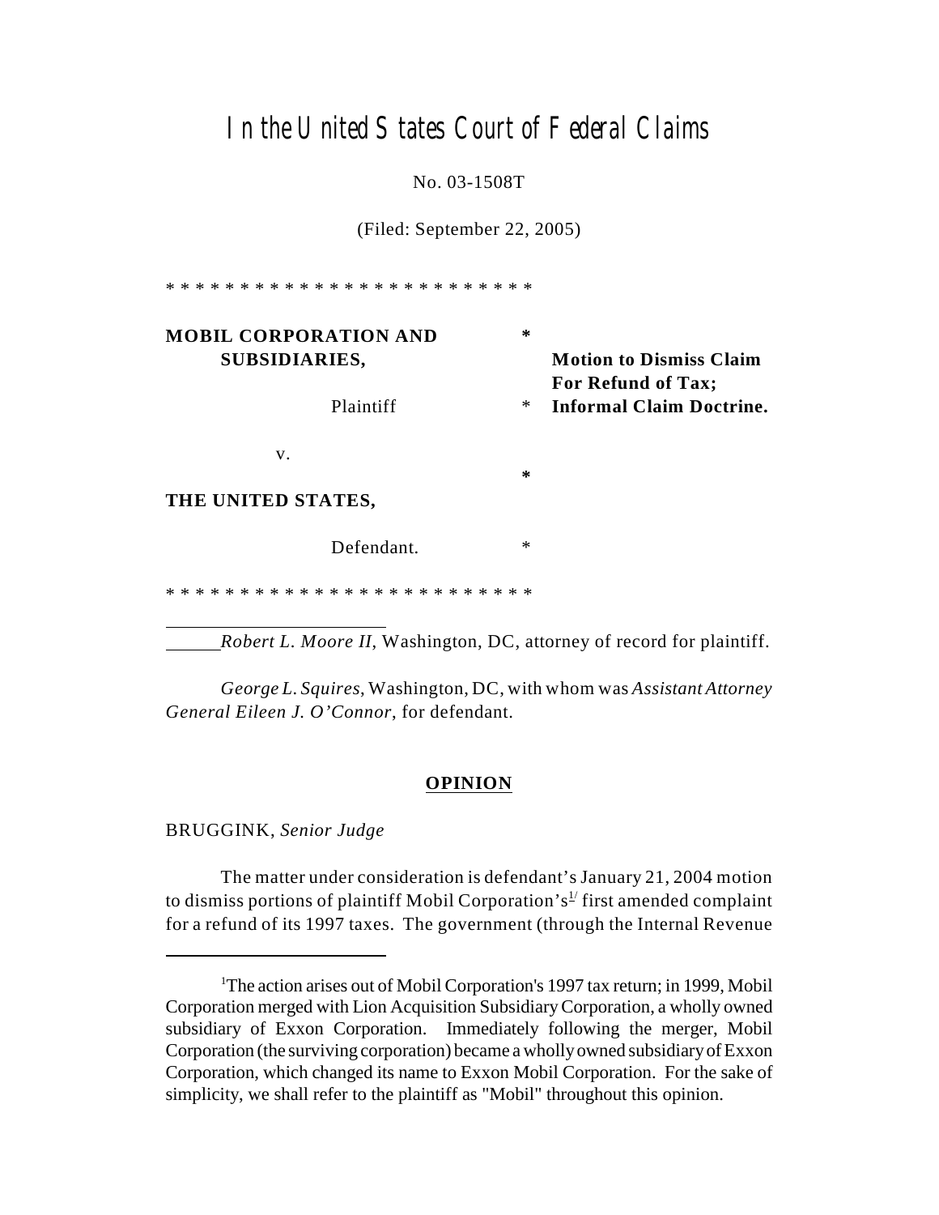# In the United States Court of Federal Claims

No. 03-1508T

(Filed: September 22, 2005)

* * * * * * * * * * * * * * * * * * * * * * * * *

| | | |
|---|---|---|
| **MOBIL CORPORATION AND SUBSIDIARIES,** | * | **Motion to Dismiss Claim For Refund of Tax; Informal Claim Doctrine.** |
| Plaintiff | * | |
| v. | * | |
| **THE UNITED STATES,** | | |
| Defendant. | * | |

* * * * * * * * * * * * * * * * * * * * * * * * *

*Robert L. Moore II*, Washington, DC, attorney of record for plaintiff.

*George L. Squires*, Washington, DC, with whom was *Assistant Attorney General Eileen J. O'Connor*, for defendant.

**OPINION**

BRUGGINK, *Senior Judge*

The matter under consideration is defendant's January 21, 2004 motion to dismiss portions of plaintiff Mobil Corporation's[1] first amended complaint for a refund of its 1997 taxes. The government (through the Internal Revenue

---

[1]The action arises out of Mobil Corporation's 1997 tax return; in 1999, Mobil Corporation merged with Lion Acquisition Subsidiary Corporation, a wholly owned subsidiary of Exxon Corporation. Immediately following the merger, Mobil Corporation (the surviving corporation) became a wholly owned subsidiary of Exxon Corporation, which changed its name to Exxon Mobil Corporation. For the sake of simplicity, we shall refer to the plaintiff as "Mobil" throughout this opinion.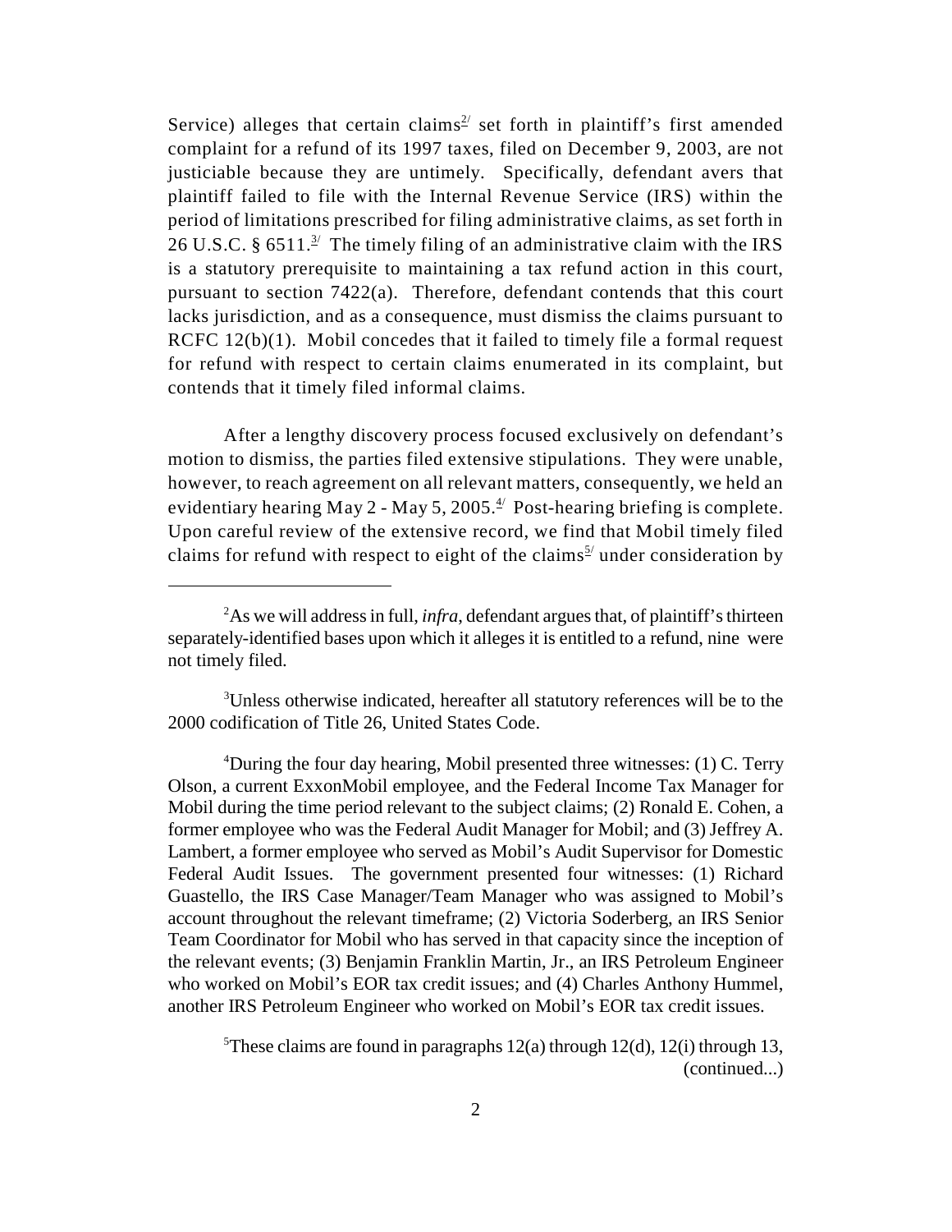Service) alleges that certain claims[2] set forth in plaintiff's first amended complaint for a refund of its 1997 taxes, filed on December 9, 2003, are not justiciable because they are untimely. Specifically, defendant avers that plaintiff failed to file with the Internal Revenue Service (IRS) within the period of limitations prescribed for filing administrative claims, as set forth in 26 U.S.C. § 6511.[3] The timely filing of an administrative claim with the IRS is a statutory prerequisite to maintaining a tax refund action in this court, pursuant to section 7422(a). Therefore, defendant contends that this court lacks jurisdiction, and as a consequence, must dismiss the claims pursuant to RCFC 12(b)(1). Mobil concedes that it failed to timely file a formal request for refund with respect to certain claims enumerated in its complaint, but contends that it timely filed informal claims.

After a lengthy discovery process focused exclusively on defendant's motion to dismiss, the parties filed extensive stipulations. They were unable, however, to reach agreement on all relevant matters, consequently, we held an evidentiary hearing May 2 - May 5, 2005.[4] Post-hearing briefing is complete. Upon careful review of the extensive record, we find that Mobil timely filed claims for refund with respect to eight of the claims[5] under consideration by

---

[2] As we will address in full, *infra*, defendant argues that, of plaintiff's thirteen separately-identified bases upon which it alleges it is entitled to a refund, nine were not timely filed.

[3] Unless otherwise indicated, hereafter all statutory references will be to the 2000 codification of Title 26, United States Code.

[4] During the four day hearing, Mobil presented three witnesses: (1) C. Terry Olson, a current ExxonMobil employee, and the Federal Income Tax Manager for Mobil during the time period relevant to the subject claims; (2) Ronald E. Cohen, a former employee who was the Federal Audit Manager for Mobil; and (3) Jeffrey A. Lambert, a former employee who served as Mobil's Audit Supervisor for Domestic Federal Audit Issues. The government presented four witnesses: (1) Richard Guastello, the IRS Case Manager/Team Manager who was assigned to Mobil's account throughout the relevant timeframe; (2) Victoria Soderberg, an IRS Senior Team Coordinator for Mobil who has served in that capacity since the inception of the relevant events; (3) Benjamin Franklin Martin, Jr., an IRS Petroleum Engineer who worked on Mobil's EOR tax credit issues; and (4) Charles Anthony Hummel, another IRS Petroleum Engineer who worked on Mobil's EOR tax credit issues.

[5] These claims are found in paragraphs 12(a) through 12(d), 12(i) through 13, (continued...)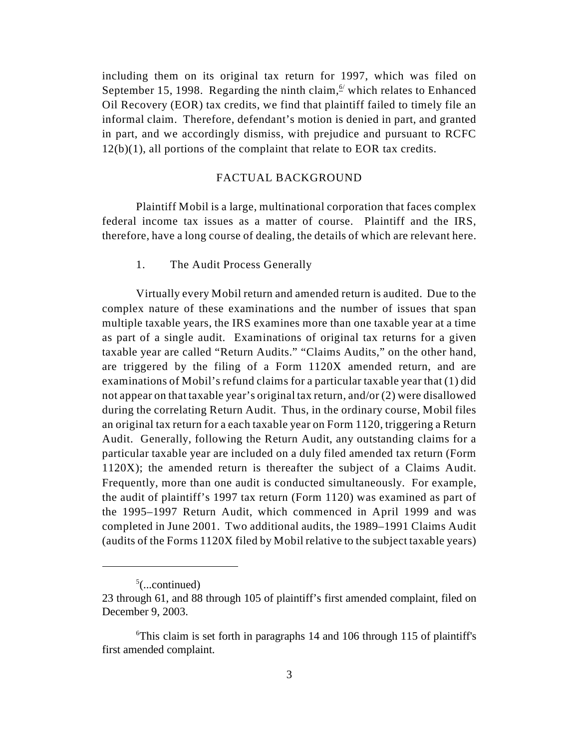including them on its original tax return for 1997, which was filed on September 15, 1998. Regarding the ninth claim,[6] which relates to Enhanced Oil Recovery (EOR) tax credits, we find that plaintiff failed to timely file an informal claim. Therefore, defendant's motion is denied in part, and granted in part, and we accordingly dismiss, with prejudice and pursuant to RCFC 12(b)(1), all portions of the complaint that relate to EOR tax credits.

## FACTUAL BACKGROUND

Plaintiff Mobil is a large, multinational corporation that faces complex federal income tax issues as a matter of course. Plaintiff and the IRS, therefore, have a long course of dealing, the details of which are relevant here.

### 1. The Audit Process Generally

Virtually every Mobil return and amended return is audited. Due to the complex nature of these examinations and the number of issues that span multiple taxable years, the IRS examines more than one taxable year at a time as part of a single audit. Examinations of original tax returns for a given taxable year are called "Return Audits." "Claims Audits," on the other hand, are triggered by the filing of a Form 1120X amended return, and are examinations of Mobil's refund claims for a particular taxable year that (1) did not appear on that taxable year's original tax return, and/or (2) were disallowed during the correlating Return Audit. Thus, in the ordinary course, Mobil files an original tax return for a each taxable year on Form 1120, triggering a Return Audit. Generally, following the Return Audit, any outstanding claims for a particular taxable year are included on a duly filed amended tax return (Form 1120X); the amended return is thereafter the subject of a Claims Audit. Frequently, more than one audit is conducted simultaneously. For example, the audit of plaintiff's 1997 tax return (Form 1120) was examined as part of the 1995–1997 Return Audit, which commenced in April 1999 and was completed in June 2001. Two additional audits, the 1989–1991 Claims Audit (audits of the Forms 1120X filed by Mobil relative to the subject taxable years)

---

[5](...continued)
23 through 61, and 88 through 105 of plaintiff's first amended complaint, filed on December 9, 2003.

[6]This claim is set forth in paragraphs 14 and 106 through 115 of plaintiff's first amended complaint.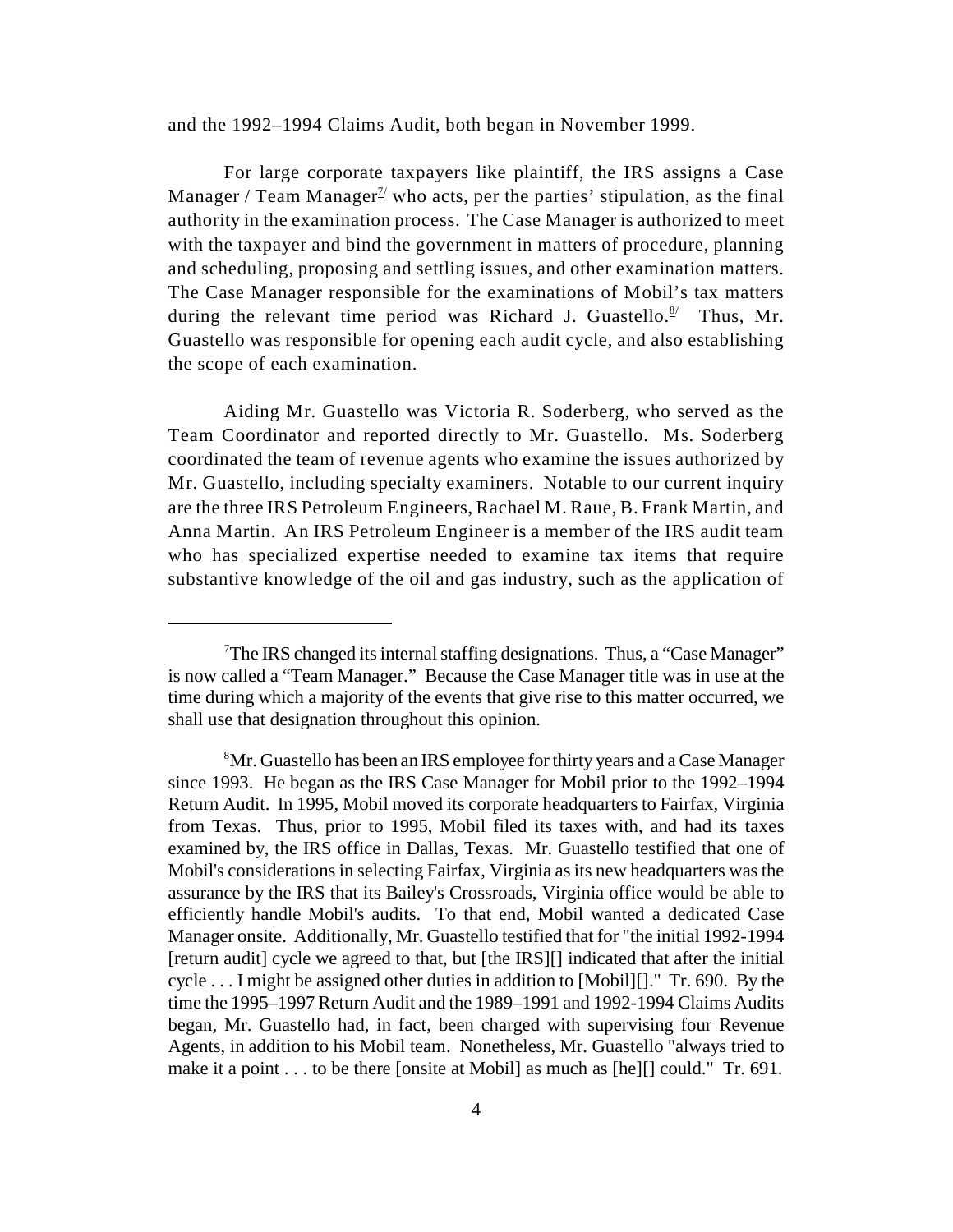and the 1992–1994 Claims Audit, both began in November 1999.

For large corporate taxpayers like plaintiff, the IRS assigns a Case Manager / Team Manager[7] who acts, per the parties' stipulation, as the final authority in the examination process. The Case Manager is authorized to meet with the taxpayer and bind the government in matters of procedure, planning and scheduling, proposing and settling issues, and other examination matters. The Case Manager responsible for the examinations of Mobil's tax matters during the relevant time period was Richard J. Guastello.[8] Thus, Mr. Guastello was responsible for opening each audit cycle, and also establishing the scope of each examination.

Aiding Mr. Guastello was Victoria R. Soderberg, who served as the Team Coordinator and reported directly to Mr. Guastello. Ms. Soderberg coordinated the team of revenue agents who examine the issues authorized by Mr. Guastello, including specialty examiners. Notable to our current inquiry are the three IRS Petroleum Engineers, Rachael M. Raue, B. Frank Martin, and Anna Martin. An IRS Petroleum Engineer is a member of the IRS audit team who has specialized expertise needed to examine tax items that require substantive knowledge of the oil and gas industry, such as the application of

---

[7]The IRS changed its internal staffing designations. Thus, a "Case Manager" is now called a "Team Manager." Because the Case Manager title was in use at the time during which a majority of the events that give rise to this matter occurred, we shall use that designation throughout this opinion.

[8]Mr. Guastello has been an IRS employee for thirty years and a Case Manager since 1993. He began as the IRS Case Manager for Mobil prior to the 1992–1994 Return Audit. In 1995, Mobil moved its corporate headquarters to Fairfax, Virginia from Texas. Thus, prior to 1995, Mobil filed its taxes with, and had its taxes examined by, the IRS office in Dallas, Texas. Mr. Guastello testified that one of Mobil's considerations in selecting Fairfax, Virginia as its new headquarters was the assurance by the IRS that its Bailey's Crossroads, Virginia office would be able to efficiently handle Mobil's audits. To that end, Mobil wanted a dedicated Case Manager onsite. Additionally, Mr. Guastello testified that for "the initial 1992-1994 [return audit] cycle we agreed to that, but [the IRS][] indicated that after the initial cycle . . . I might be assigned other duties in addition to [Mobil][]." Tr. 690. By the time the 1995–1997 Return Audit and the 1989–1991 and 1992-1994 Claims Audits began, Mr. Guastello had, in fact, been charged with supervising four Revenue Agents, in addition to his Mobil team. Nonetheless, Mr. Guastello "always tried to make it a point . . . to be there [onsite at Mobil] as much as [he][] could." Tr. 691.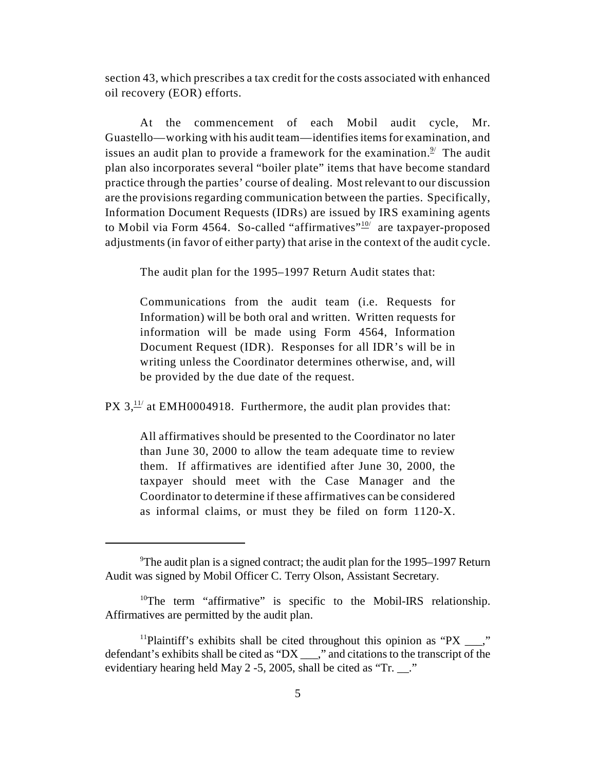section 43, which prescribes a tax credit for the costs associated with enhanced oil recovery (EOR) efforts.

At the commencement of each Mobil audit cycle, Mr. Guastello—working with his audit team—identifies items for examination, and issues an audit plan to provide a framework for the examination.[9] The audit plan also incorporates several "boiler plate" items that have become standard practice through the parties' course of dealing. Most relevant to our discussion are the provisions regarding communication between the parties. Specifically, Information Document Requests (IDRs) are issued by IRS examining agents to Mobil via Form 4564. So-called "affirmatives"[10] are taxpayer-proposed adjustments (in favor of either party) that arise in the context of the audit cycle.

The audit plan for the 1995–1997 Return Audit states that:

> Communications from the audit team (i.e. Requests for Information) will be both oral and written. Written requests for information will be made using Form 4564, Information Document Request (IDR). Responses for all IDR's will be in writing unless the Coordinator determines otherwise, and, will be provided by the due date of the request.

PX 3,[11] at EMH0004918. Furthermore, the audit plan provides that:

> All affirmatives should be presented to the Coordinator no later than June 30, 2000 to allow the team adequate time to review them. If affirmatives are identified after June 30, 2000, the taxpayer should meet with the Case Manager and the Coordinator to determine if these affirmatives can be considered as informal claims, or must they be filed on form 1120-X.

---

[9] The audit plan is a signed contract; the audit plan for the 1995–1997 Return Audit was signed by Mobil Officer C. Terry Olson, Assistant Secretary.

[10] The term "affirmative" is specific to the Mobil-IRS relationship. Affirmatives are permitted by the audit plan.

[11] Plaintiff's exhibits shall be cited throughout this opinion as "PX ___," defendant's exhibits shall be cited as "DX ___," and citations to the transcript of the evidentiary hearing held May 2 -5, 2005, shall be cited as "Tr. __."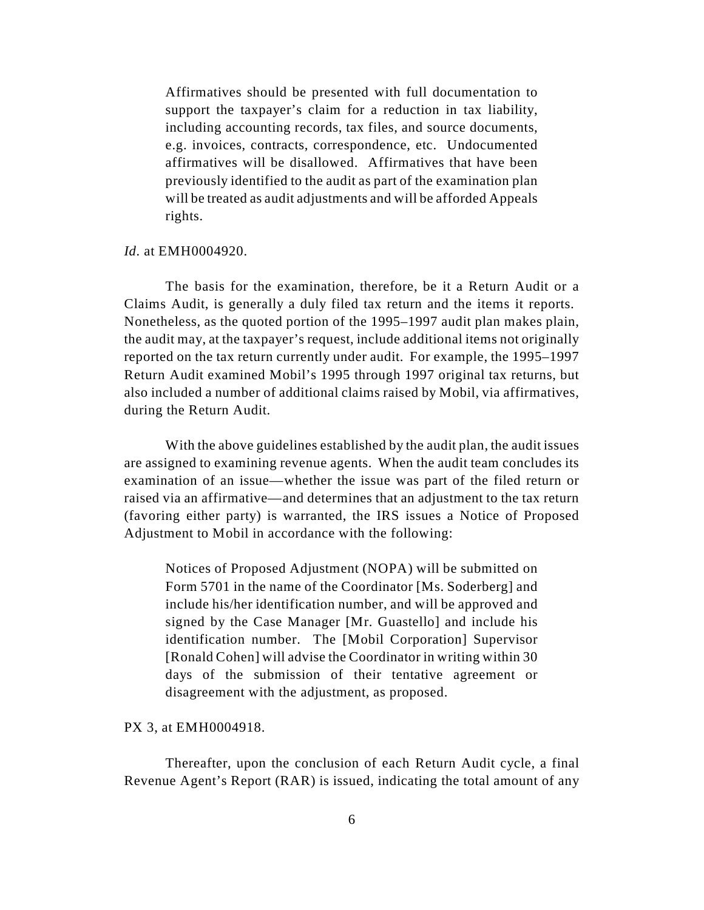> Affirmatives should be presented with full documentation to support the taxpayer's claim for a reduction in tax liability, including accounting records, tax files, and source documents, e.g. invoices, contracts, correspondence, etc. Undocumented affirmatives will be disallowed. Affirmatives that have been previously identified to the audit as part of the examination plan will be treated as audit adjustments and will be afforded Appeals rights.

*Id*. at EMH0004920.

The basis for the examination, therefore, be it a Return Audit or a Claims Audit, is generally a duly filed tax return and the items it reports. Nonetheless, as the quoted portion of the 1995–1997 audit plan makes plain, the audit may, at the taxpayer's request, include additional items not originally reported on the tax return currently under audit. For example, the 1995–1997 Return Audit examined Mobil's 1995 through 1997 original tax returns, but also included a number of additional claims raised by Mobil, via affirmatives, during the Return Audit.

With the above guidelines established by the audit plan, the audit issues are assigned to examining revenue agents. When the audit team concludes its examination of an issue—whether the issue was part of the filed return or raised via an affirmative—and determines that an adjustment to the tax return (favoring either party) is warranted, the IRS issues a Notice of Proposed Adjustment to Mobil in accordance with the following:

> Notices of Proposed Adjustment (NOPA) will be submitted on Form 5701 in the name of the Coordinator [Ms. Soderberg] and include his/her identification number, and will be approved and signed by the Case Manager [Mr. Guastello] and include his identification number. The [Mobil Corporation] Supervisor [Ronald Cohen] will advise the Coordinator in writing within 30 days of the submission of their tentative agreement or disagreement with the adjustment, as proposed.

PX 3, at EMH0004918.

Thereafter, upon the conclusion of each Return Audit cycle, a final Revenue Agent's Report (RAR) is issued, indicating the total amount of any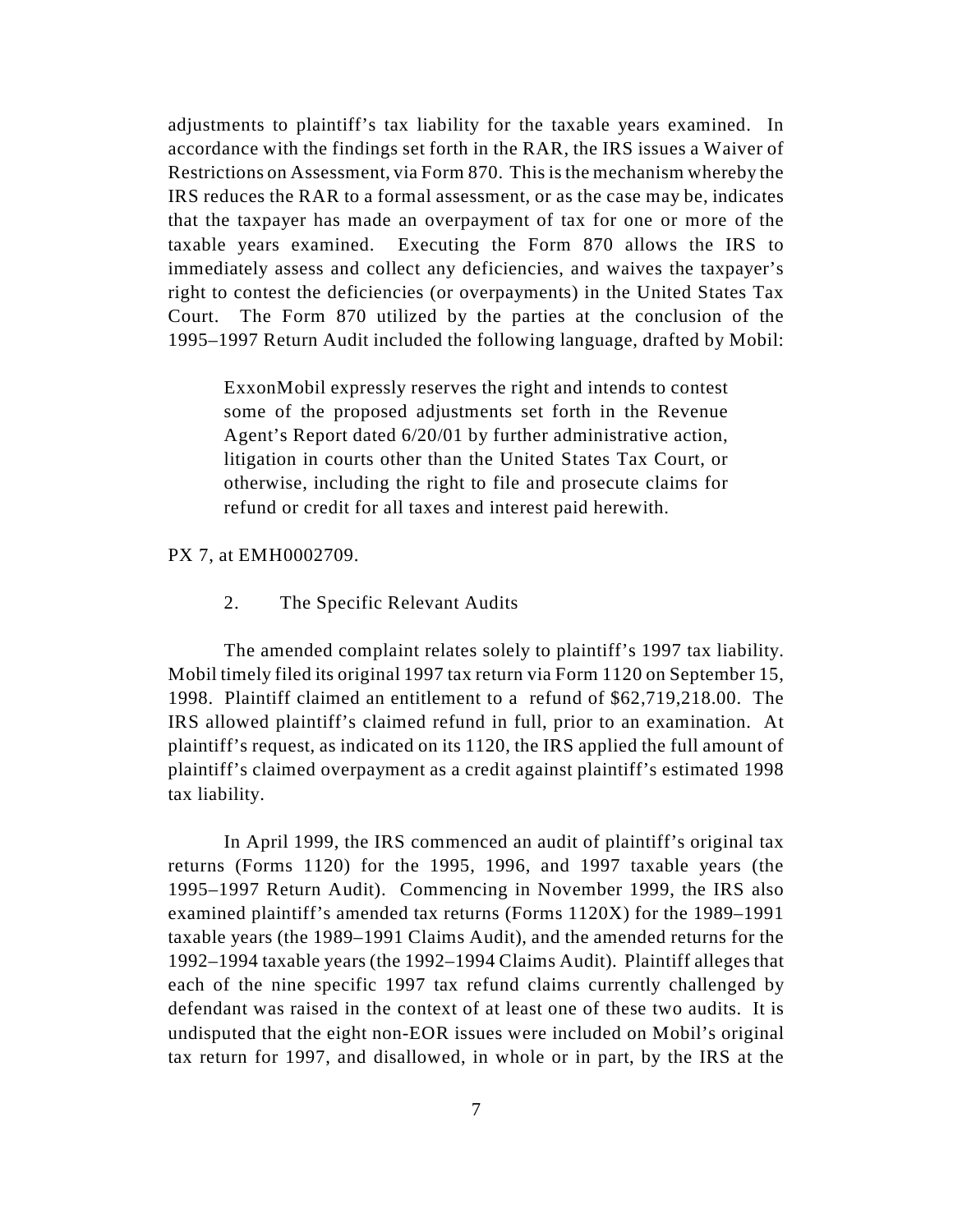adjustments to plaintiff's tax liability for the taxable years examined. In accordance with the findings set forth in the RAR, the IRS issues a Waiver of Restrictions on Assessment, via Form 870. This is the mechanism whereby the IRS reduces the RAR to a formal assessment, or as the case may be, indicates that the taxpayer has made an overpayment of tax for one or more of the taxable years examined. Executing the Form 870 allows the IRS to immediately assess and collect any deficiencies, and waives the taxpayer's right to contest the deficiencies (or overpayments) in the United States Tax Court. The Form 870 utilized by the parties at the conclusion of the 1995–1997 Return Audit included the following language, drafted by Mobil:

> ExxonMobil expressly reserves the right and intends to contest some of the proposed adjustments set forth in the Revenue Agent's Report dated 6/20/01 by further administrative action, litigation in courts other than the United States Tax Court, or otherwise, including the right to file and prosecute claims for refund or credit for all taxes and interest paid herewith.

PX 7, at EMH0002709.

### 2. The Specific Relevant Audits

The amended complaint relates solely to plaintiff's 1997 tax liability. Mobil timely filed its original 1997 tax return via Form 1120 on September 15, 1998. Plaintiff claimed an entitlement to a refund of $62,719,218.00. The IRS allowed plaintiff's claimed refund in full, prior to an examination. At plaintiff's request, as indicated on its 1120, the IRS applied the full amount of plaintiff's claimed overpayment as a credit against plaintiff's estimated 1998 tax liability.

In April 1999, the IRS commenced an audit of plaintiff's original tax returns (Forms 1120) for the 1995, 1996, and 1997 taxable years (the 1995–1997 Return Audit). Commencing in November 1999, the IRS also examined plaintiff's amended tax returns (Forms 1120X) for the 1989–1991 taxable years (the 1989–1991 Claims Audit), and the amended returns for the 1992–1994 taxable years (the 1992–1994 Claims Audit). Plaintiff alleges that each of the nine specific 1997 tax refund claims currently challenged by defendant was raised in the context of at least one of these two audits. It is undisputed that the eight non-EOR issues were included on Mobil's original tax return for 1997, and disallowed, in whole or in part, by the IRS at the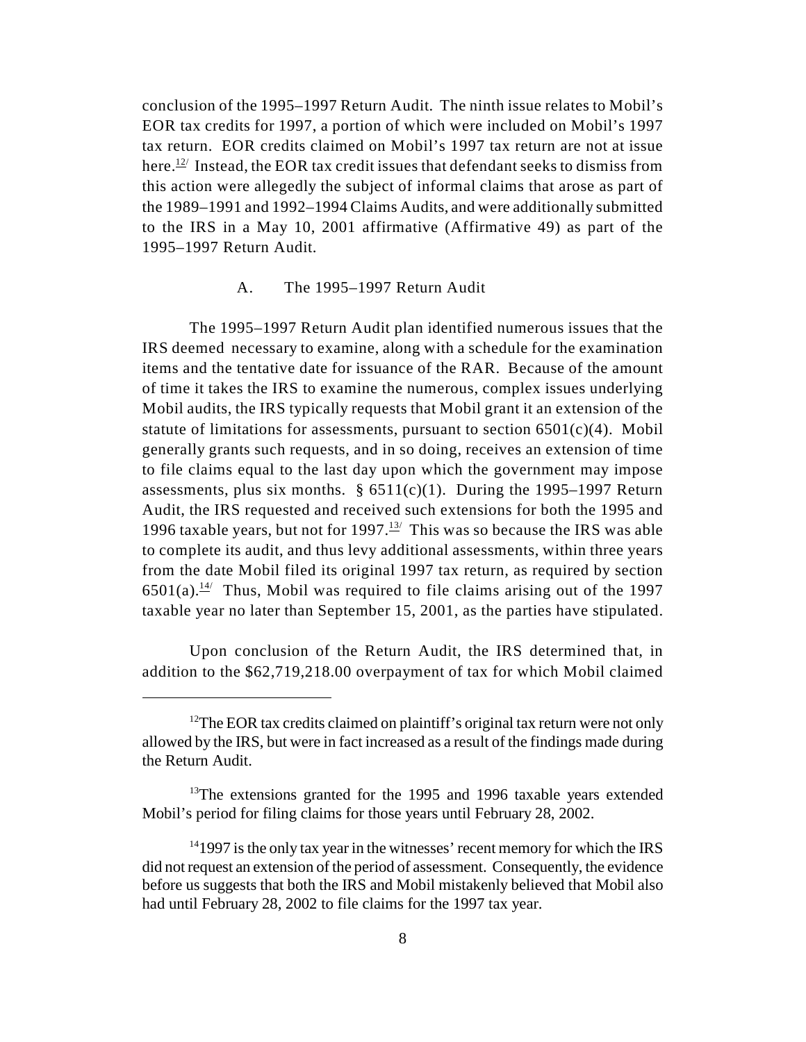conclusion of the 1995–1997 Return Audit. The ninth issue relates to Mobil's EOR tax credits for 1997, a portion of which were included on Mobil's 1997 tax return. EOR credits claimed on Mobil's 1997 tax return are not at issue here.[12] Instead, the EOR tax credit issues that defendant seeks to dismiss from this action were allegedly the subject of informal claims that arose as part of the 1989–1991 and 1992–1994 Claims Audits, and were additionally submitted to the IRS in a May 10, 2001 affirmative (Affirmative 49) as part of the 1995–1997 Return Audit.

A. The 1995–1997 Return Audit

The 1995–1997 Return Audit plan identified numerous issues that the IRS deemed necessary to examine, along with a schedule for the examination items and the tentative date for issuance of the RAR. Because of the amount of time it takes the IRS to examine the numerous, complex issues underlying Mobil audits, the IRS typically requests that Mobil grant it an extension of the statute of limitations for assessments, pursuant to section 6501(c)(4). Mobil generally grants such requests, and in so doing, receives an extension of time to file claims equal to the last day upon which the government may impose assessments, plus six months. § 6511(c)(1). During the 1995–1997 Return Audit, the IRS requested and received such extensions for both the 1995 and 1996 taxable years, but not for 1997.[13] This was so because the IRS was able to complete its audit, and thus levy additional assessments, within three years from the date Mobil filed its original 1997 tax return, as required by section 6501(a).[14] Thus, Mobil was required to file claims arising out of the 1997 taxable year no later than September 15, 2001, as the parties have stipulated.

Upon conclusion of the Return Audit, the IRS determined that, in addition to the $62,719,218.00 overpayment of tax for which Mobil claimed

---

[12] The EOR tax credits claimed on plaintiff's original tax return were not only allowed by the IRS, but were in fact increased as a result of the findings made during the Return Audit.

[13] The extensions granted for the 1995 and 1996 taxable years extended Mobil's period for filing claims for those years until February 28, 2002.

[14] 1997 is the only tax year in the witnesses' recent memory for which the IRS did not request an extension of the period of assessment. Consequently, the evidence before us suggests that both the IRS and Mobil mistakenly believed that Mobil also had until February 28, 2002 to file claims for the 1997 tax year.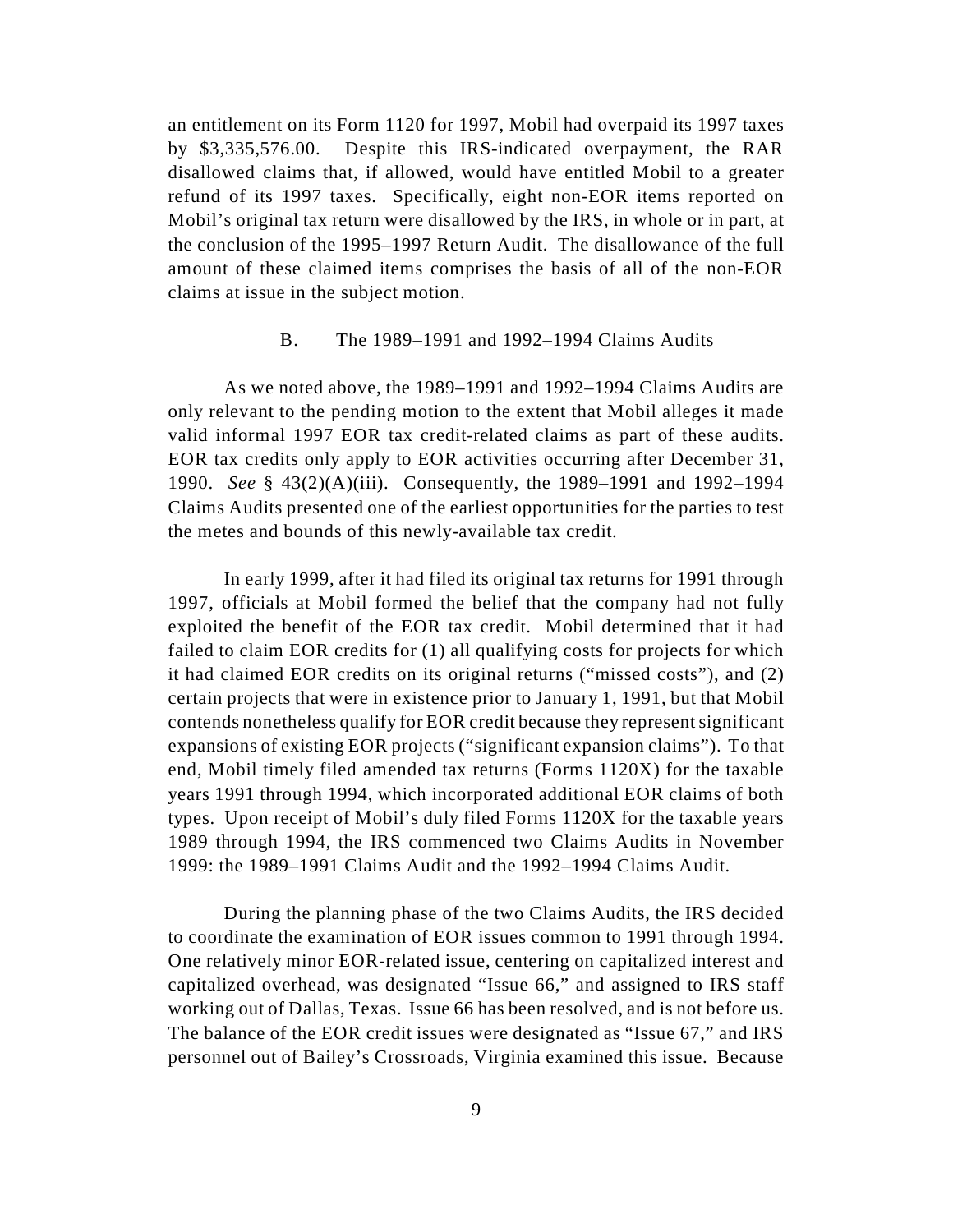an entitlement on its Form 1120 for 1997, Mobil had overpaid its 1997 taxes by $3,335,576.00. Despite this IRS-indicated overpayment, the RAR disallowed claims that, if allowed, would have entitled Mobil to a greater refund of its 1997 taxes. Specifically, eight non-EOR items reported on Mobil's original tax return were disallowed by the IRS, in whole or in part, at the conclusion of the 1995–1997 Return Audit. The disallowance of the full amount of these claimed items comprises the basis of all of the non-EOR claims at issue in the subject motion.

## B. The 1989–1991 and 1992–1994 Claims Audits

As we noted above, the 1989–1991 and 1992–1994 Claims Audits are only relevant to the pending motion to the extent that Mobil alleges it made valid informal 1997 EOR tax credit-related claims as part of these audits. EOR tax credits only apply to EOR activities occurring after December 31, 1990. *See* § 43(2)(A)(iii). Consequently, the 1989–1991 and 1992–1994 Claims Audits presented one of the earliest opportunities for the parties to test the metes and bounds of this newly-available tax credit.

In early 1999, after it had filed its original tax returns for 1991 through 1997, officials at Mobil formed the belief that the company had not fully exploited the benefit of the EOR tax credit. Mobil determined that it had failed to claim EOR credits for (1) all qualifying costs for projects for which it had claimed EOR credits on its original returns ("missed costs"), and (2) certain projects that were in existence prior to January 1, 1991, but that Mobil contends nonetheless qualify for EOR credit because they represent significant expansions of existing EOR projects ("significant expansion claims"). To that end, Mobil timely filed amended tax returns (Forms 1120X) for the taxable years 1991 through 1994, which incorporated additional EOR claims of both types. Upon receipt of Mobil's duly filed Forms 1120X for the taxable years 1989 through 1994, the IRS commenced two Claims Audits in November 1999: the 1989–1991 Claims Audit and the 1992–1994 Claims Audit.

During the planning phase of the two Claims Audits, the IRS decided to coordinate the examination of EOR issues common to 1991 through 1994. One relatively minor EOR-related issue, centering on capitalized interest and capitalized overhead, was designated "Issue 66," and assigned to IRS staff working out of Dallas, Texas. Issue 66 has been resolved, and is not before us. The balance of the EOR credit issues were designated as "Issue 67," and IRS personnel out of Bailey's Crossroads, Virginia examined this issue. Because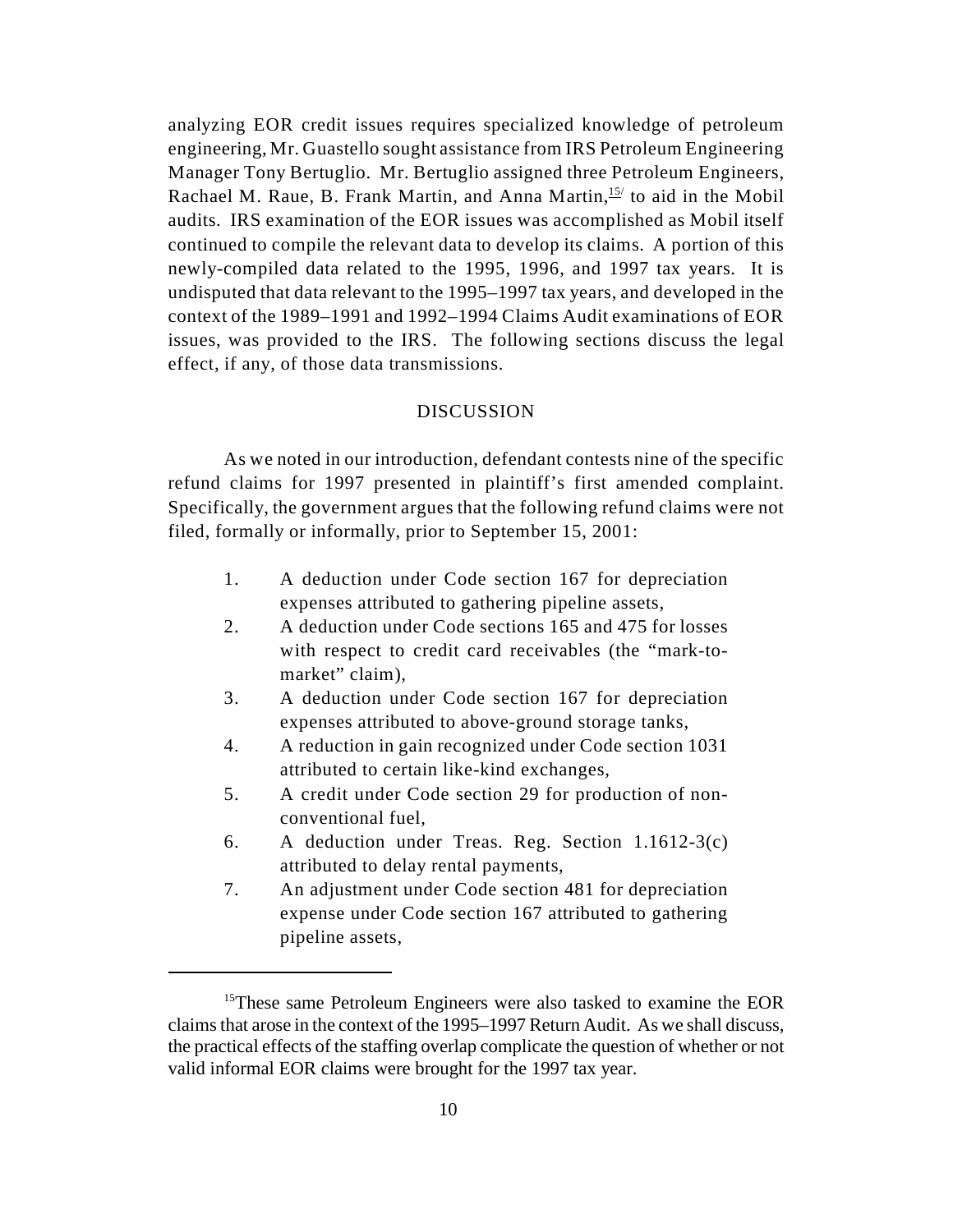analyzing EOR credit issues requires specialized knowledge of petroleum engineering, Mr. Guastello sought assistance from IRS Petroleum Engineering Manager Tony Bertuglio. Mr. Bertuglio assigned three Petroleum Engineers, Rachael M. Raue, B. Frank Martin, and Anna Martin,[15] to aid in the Mobil audits. IRS examination of the EOR issues was accomplished as Mobil itself continued to compile the relevant data to develop its claims. A portion of this newly-compiled data related to the 1995, 1996, and 1997 tax years. It is undisputed that data relevant to the 1995–1997 tax years, and developed in the context of the 1989–1991 and 1992–1994 Claims Audit examinations of EOR issues, was provided to the IRS. The following sections discuss the legal effect, if any, of those data transmissions.

## DISCUSSION

As we noted in our introduction, defendant contests nine of the specific refund claims for 1997 presented in plaintiff's first amended complaint. Specifically, the government argues that the following refund claims were not filed, formally or informally, prior to September 15, 2001:

1. A deduction under Code section 167 for depreciation expenses attributed to gathering pipeline assets,
2. A deduction under Code sections 165 and 475 for losses with respect to credit card receivables (the "mark-to-market" claim),
3. A deduction under Code section 167 for depreciation expenses attributed to above-ground storage tanks,
4. A reduction in gain recognized under Code section 1031 attributed to certain like-kind exchanges,
5. A credit under Code section 29 for production of non-conventional fuel,
6. A deduction under Treas. Reg. Section 1.1612-3(c) attributed to delay rental payments,
7. An adjustment under Code section 481 for depreciation expense under Code section 167 attributed to gathering pipeline assets,

---

[15] These same Petroleum Engineers were also tasked to examine the EOR claims that arose in the context of the 1995–1997 Return Audit. As we shall discuss, the practical effects of the staffing overlap complicate the question of whether or not valid informal EOR claims were brought for the 1997 tax year.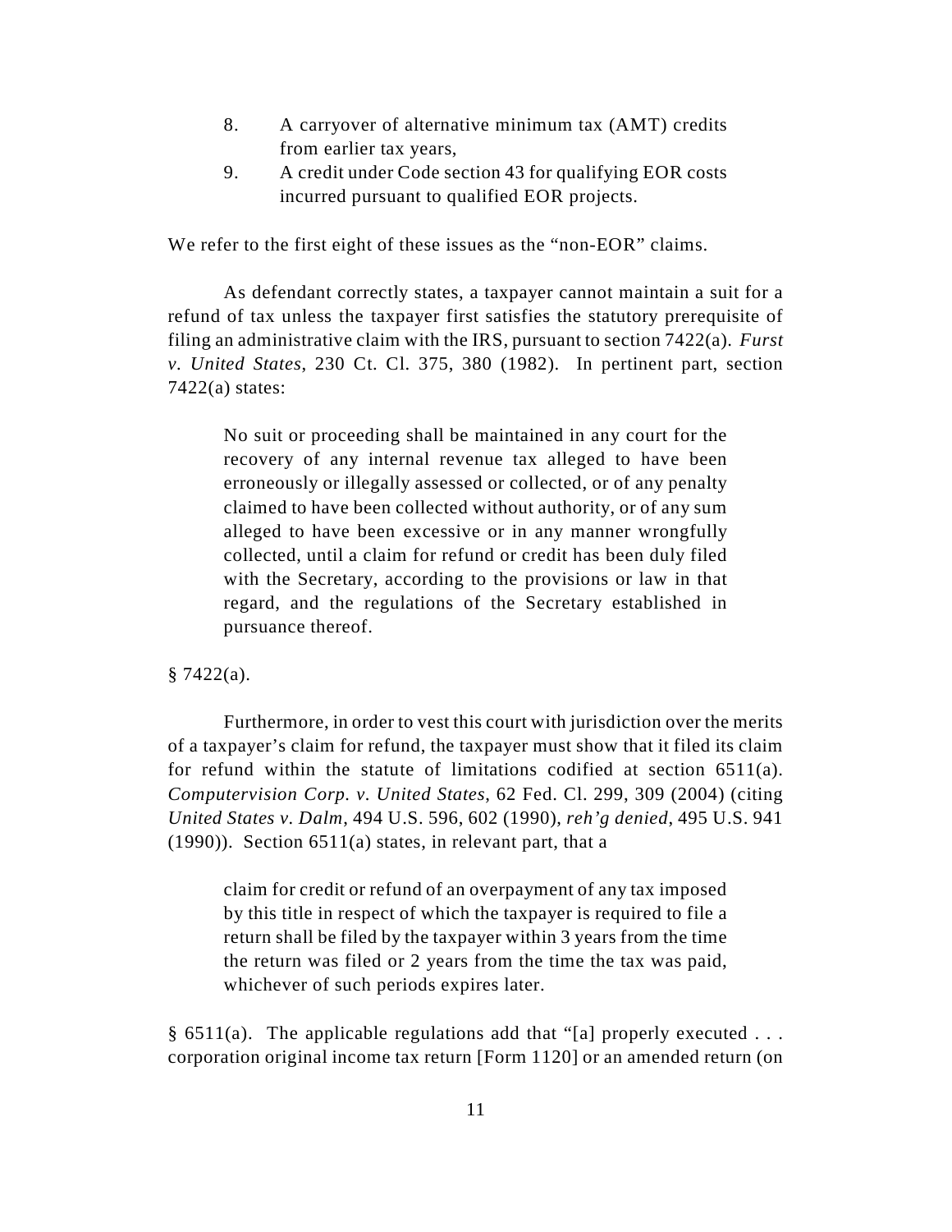8. A carryover of alternative minimum tax (AMT) credits from earlier tax years,
9. A credit under Code section 43 for qualifying EOR costs incurred pursuant to qualified EOR projects.

We refer to the first eight of these issues as the "non-EOR" claims.

As defendant correctly states, a taxpayer cannot maintain a suit for a refund of tax unless the taxpayer first satisfies the statutory prerequisite of filing an administrative claim with the IRS, pursuant to section 7422(a). *Furst v. United States*, 230 Ct. Cl. 375, 380 (1982). In pertinent part, section 7422(a) states:

> No suit or proceeding shall be maintained in any court for the recovery of any internal revenue tax alleged to have been erroneously or illegally assessed or collected, or of any penalty claimed to have been collected without authority, or of any sum alleged to have been excessive or in any manner wrongfully collected, until a claim for refund or credit has been duly filed with the Secretary, according to the provisions or law in that regard, and the regulations of the Secretary established in pursuance thereof.

§ 7422(a).

Furthermore, in order to vest this court with jurisdiction over the merits of a taxpayer's claim for refund, the taxpayer must show that it filed its claim for refund within the statute of limitations codified at section 6511(a). *Computervision Corp. v. United States*, 62 Fed. Cl. 299, 309 (2004) (citing *United States v. Dalm*, 494 U.S. 596, 602 (1990), *reh'g denied*, 495 U.S. 941 (1990)). Section 6511(a) states, in relevant part, that a

> claim for credit or refund of an overpayment of any tax imposed by this title in respect of which the taxpayer is required to file a return shall be filed by the taxpayer within 3 years from the time the return was filed or 2 years from the time the tax was paid, whichever of such periods expires later.

§ 6511(a). The applicable regulations add that "[a] properly executed . . . corporation original income tax return [Form 1120] or an amended return (on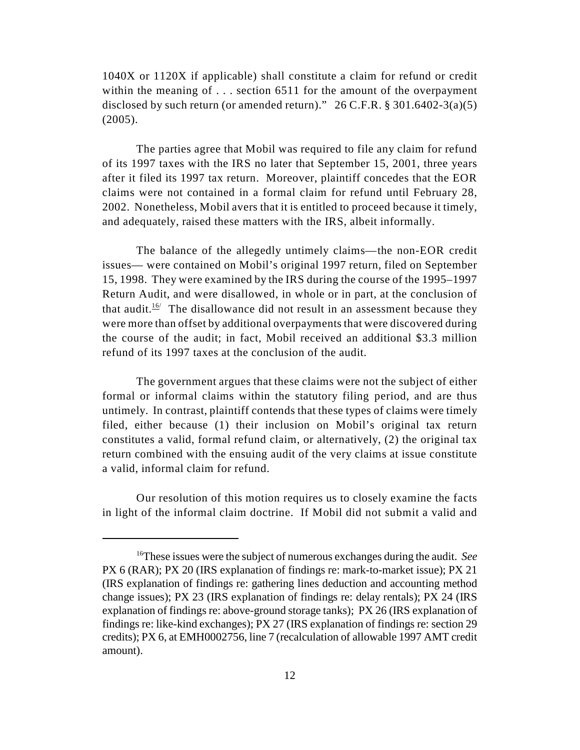1040X or 1120X if applicable) shall constitute a claim for refund or credit within the meaning of . . . section 6511 for the amount of the overpayment disclosed by such return (or amended return)." 26 C.F.R. § 301.6402-3(a)(5) (2005).

The parties agree that Mobil was required to file any claim for refund of its 1997 taxes with the IRS no later that September 15, 2001, three years after it filed its 1997 tax return. Moreover, plaintiff concedes that the EOR claims were not contained in a formal claim for refund until February 28, 2002. Nonetheless, Mobil avers that it is entitled to proceed because it timely, and adequately, raised these matters with the IRS, albeit informally.

The balance of the allegedly untimely claims—the non-EOR credit issues— were contained on Mobil's original 1997 return, filed on September 15, 1998. They were examined by the IRS during the course of the 1995–1997 Return Audit, and were disallowed, in whole or in part, at the conclusion of that audit.[16] The disallowance did not result in an assessment because they were more than offset by additional overpayments that were discovered during the course of the audit; in fact, Mobil received an additional $3.3 million refund of its 1997 taxes at the conclusion of the audit.

The government argues that these claims were not the subject of either formal or informal claims within the statutory filing period, and are thus untimely. In contrast, plaintiff contends that these types of claims were timely filed, either because (1) their inclusion on Mobil's original tax return constitutes a valid, formal refund claim, or alternatively, (2) the original tax return combined with the ensuing audit of the very claims at issue constitute a valid, informal claim for refund.

Our resolution of this motion requires us to closely examine the facts in light of the informal claim doctrine. If Mobil did not submit a valid and

[16] These issues were the subject of numerous exchanges during the audit. *See* PX 6 (RAR); PX 20 (IRS explanation of findings re: mark-to-market issue); PX 21 (IRS explanation of findings re: gathering lines deduction and accounting method change issues); PX 23 (IRS explanation of findings re: delay rentals); PX 24 (IRS explanation of findings re: above-ground storage tanks); PX 26 (IRS explanation of findings re: like-kind exchanges); PX 27 (IRS explanation of findings re: section 29 credits); PX 6, at EMH0002756, line 7 (recalculation of allowable 1997 AMT credit amount).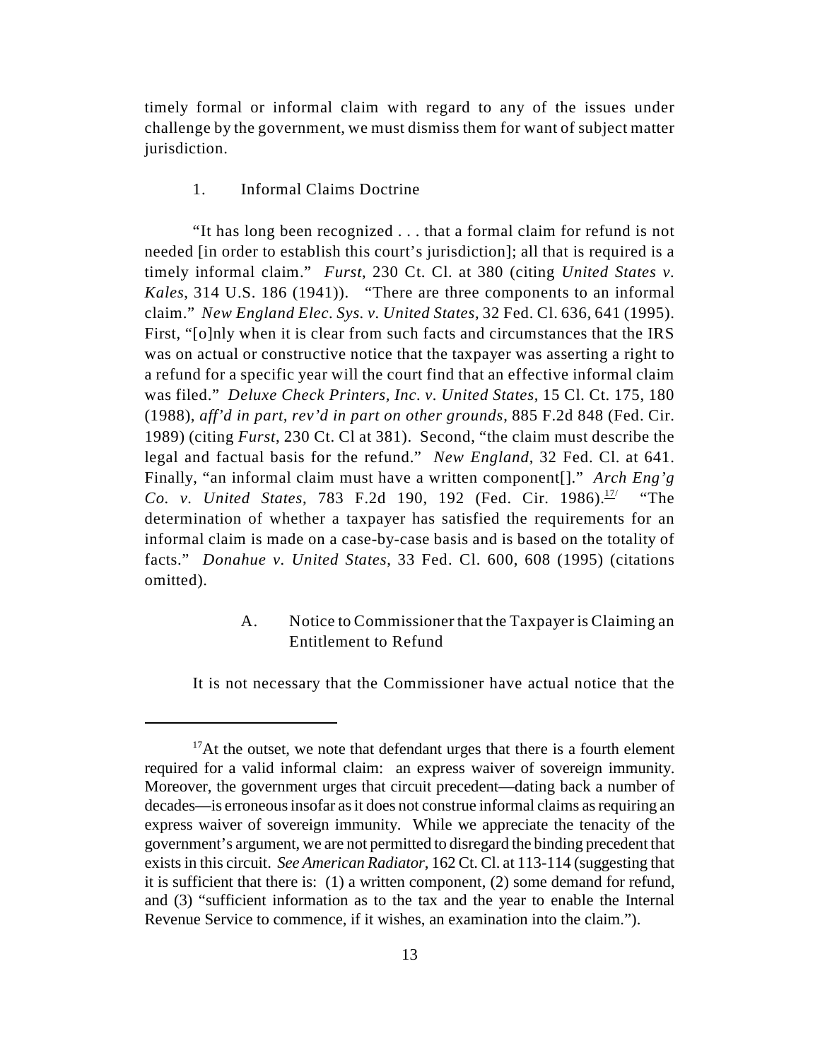timely formal or informal claim with regard to any of the issues under challenge by the government, we must dismiss them for want of subject matter jurisdiction.

### 1. Informal Claims Doctrine

"It has long been recognized . . . that a formal claim for refund is not needed [in order to establish this court's jurisdiction]; all that is required is a timely informal claim." *Furst*, 230 Ct. Cl. at 380 (citing *United States v. Kales*, 314 U.S. 186 (1941)). "There are three components to an informal claim." *New England Elec. Sys. v. United States*, 32 Fed. Cl. 636, 641 (1995). First, "[o]nly when it is clear from such facts and circumstances that the IRS was on actual or constructive notice that the taxpayer was asserting a right to a refund for a specific year will the court find that an effective informal claim was filed." *Deluxe Check Printers, Inc. v. United States*, 15 Cl. Ct. 175, 180 (1988), *aff'd in part, rev'd in part on other grounds*, 885 F.2d 848 (Fed. Cir. 1989) (citing *Furst*, 230 Ct. Cl at 381). Second, "the claim must describe the legal and factual basis for the refund." *New England*, 32 Fed. Cl. at 641. Finally, "an informal claim must have a written component[]." *Arch Eng'g Co. v. United States*, 783 F.2d 190, 192 (Fed. Cir. 1986).[17] "The determination of whether a taxpayer has satisfied the requirements for an informal claim is made on a case-by-case basis and is based on the totality of facts." *Donahue v. United States*, 33 Fed. Cl. 600, 608 (1995) (citations omitted).

#### A. Notice to Commissioner that the Taxpayer is Claiming an Entitlement to Refund

It is not necessary that the Commissioner have actual notice that the

---

[17] At the outset, we note that defendant urges that there is a fourth element required for a valid informal claim: an express waiver of sovereign immunity. Moreover, the government urges that circuit precedent—dating back a number of decades—is erroneous insofar as it does not construe informal claims as requiring an express waiver of sovereign immunity. While we appreciate the tenacity of the government's argument, we are not permitted to disregard the binding precedent that exists in this circuit. *See American Radiator*, 162 Ct. Cl. at 113-114 (suggesting that it is sufficient that there is: (1) a written component, (2) some demand for refund, and (3) "sufficient information as to the tax and the year to enable the Internal Revenue Service to commence, if it wishes, an examination into the claim.").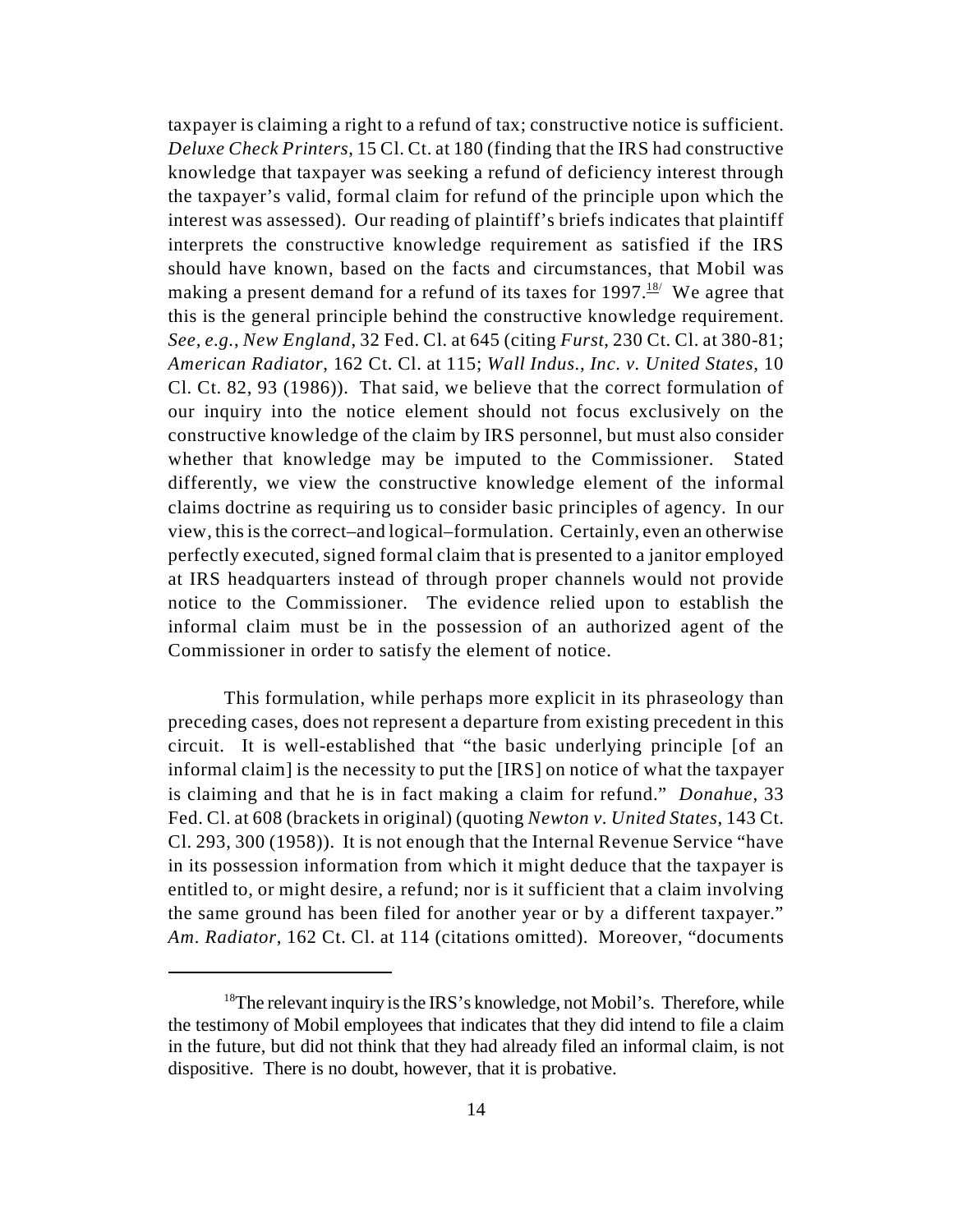taxpayer is claiming a right to a refund of tax; constructive notice is sufficient. *Deluxe Check Printers*, 15 Cl. Ct. at 180 (finding that the IRS had constructive knowledge that taxpayer was seeking a refund of deficiency interest through the taxpayer's valid, formal claim for refund of the principle upon which the interest was assessed). Our reading of plaintiff's briefs indicates that plaintiff interprets the constructive knowledge requirement as satisfied if the IRS should have known, based on the facts and circumstances, that Mobil was making a present demand for a refund of its taxes for 1997.[18] We agree that this is the general principle behind the constructive knowledge requirement. *See, e.g.*, *New England*, 32 Fed. Cl. at 645 (citing *Furst*, 230 Ct. Cl. at 380-81; *American Radiator*, 162 Ct. Cl. at 115; *Wall Indus., Inc. v. United States*, 10 Cl. Ct. 82, 93 (1986)). That said, we believe that the correct formulation of our inquiry into the notice element should not focus exclusively on the constructive knowledge of the claim by IRS personnel, but must also consider whether that knowledge may be imputed to the Commissioner. Stated differently, we view the constructive knowledge element of the informal claims doctrine as requiring us to consider basic principles of agency. In our view, this is the correct–and logical–formulation. Certainly, even an otherwise perfectly executed, signed formal claim that is presented to a janitor employed at IRS headquarters instead of through proper channels would not provide notice to the Commissioner. The evidence relied upon to establish the informal claim must be in the possession of an authorized agent of the Commissioner in order to satisfy the element of notice.

This formulation, while perhaps more explicit in its phraseology than preceding cases, does not represent a departure from existing precedent in this circuit. It is well-established that "the basic underlying principle [of an informal claim] is the necessity to put the [IRS] on notice of what the taxpayer is claiming and that he is in fact making a claim for refund." *Donahue*, 33 Fed. Cl. at 608 (brackets in original) (quoting *Newton v. United States*, 143 Ct. Cl. 293, 300 (1958)). It is not enough that the Internal Revenue Service "have in its possession information from which it might deduce that the taxpayer is entitled to, or might desire, a refund; nor is it sufficient that a claim involving the same ground has been filed for another year or by a different taxpayer." *Am. Radiator*, 162 Ct. Cl. at 114 (citations omitted). Moreover, "documents

---

[18] The relevant inquiry is the IRS's knowledge, not Mobil's. Therefore, while the testimony of Mobil employees that indicates that they did intend to file a claim in the future, but did not think that they had already filed an informal claim, is not dispositive. There is no doubt, however, that it is probative.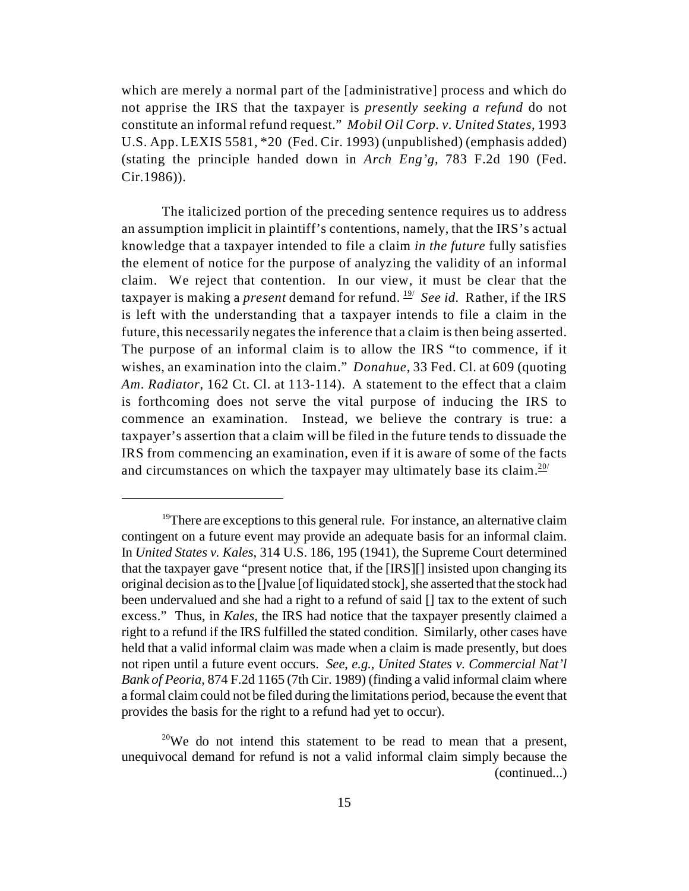which are merely a normal part of the [administrative] process and which do not apprise the IRS that the taxpayer is *presently seeking a refund* do not constitute an informal refund request." *Mobil Oil Corp. v. United States*, 1993 U.S. App. LEXIS 5581, *20 (Fed. Cir. 1993) (unpublished) (emphasis added) (stating the principle handed down in *Arch Eng'g*, 783 F.2d 190 (Fed. Cir.1986)).

The italicized portion of the preceding sentence requires us to address an assumption implicit in plaintiff's contentions, namely, that the IRS's actual knowledge that a taxpayer intended to file a claim *in the future* fully satisfies the element of notice for the purpose of analyzing the validity of an informal claim. We reject that contention. In our view, it must be clear that the taxpayer is making a *present* demand for refund.[19] *See id.* Rather, if the IRS is left with the understanding that a taxpayer intends to file a claim in the future, this necessarily negates the inference that a claim is then being asserted. The purpose of an informal claim is to allow the IRS "to commence, if it wishes, an examination into the claim." *Donahue*, 33 Fed. Cl. at 609 (quoting *Am. Radiator*, 162 Ct. Cl. at 113-114). A statement to the effect that a claim is forthcoming does not serve the vital purpose of inducing the IRS to commence an examination. Instead, we believe the contrary is true: a taxpayer's assertion that a claim will be filed in the future tends to dissuade the IRS from commencing an examination, even if it is aware of some of the facts and circumstances on which the taxpayer may ultimately base its claim.[20]

---

[19]There are exceptions to this general rule. For instance, an alternative claim contingent on a future event may provide an adequate basis for an informal claim. In *United States v. Kales*, 314 U.S. 186, 195 (1941), the Supreme Court determined that the taxpayer gave "present notice that, if the [IRS][] insisted upon changing its original decision as to the []value [of liquidated stock], she asserted that the stock had been undervalued and she had a right to a refund of said [] tax to the extent of such excess." Thus, in *Kales*, the IRS had notice that the taxpayer presently claimed a right to a refund if the IRS fulfilled the stated condition. Similarly, other cases have held that a valid informal claim was made when a claim is made presently, but does not ripen until a future event occurs. *See, e.g., United States v. Commercial Nat'l Bank of Peoria*, 874 F.2d 1165 (7th Cir. 1989) (finding a valid informal claim where a formal claim could not be filed during the limitations period, because the event that provides the basis for the right to a refund had yet to occur).

[20]We do not intend this statement to be read to mean that a present, unequivocal demand for refund is not a valid informal claim simply because the (continued...)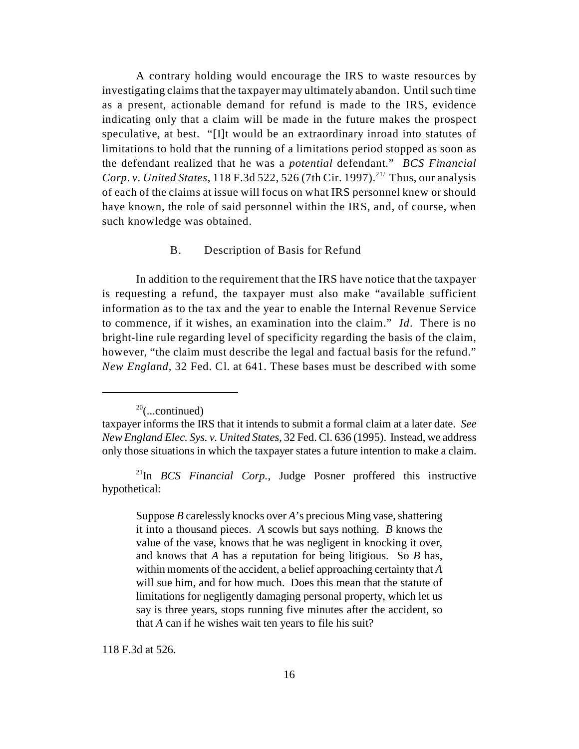A contrary holding would encourage the IRS to waste resources by investigating claims that the taxpayer may ultimately abandon. Until such time as a present, actionable demand for refund is made to the IRS, evidence indicating only that a claim will be made in the future makes the prospect speculative, at best. "[I]t would be an extraordinary inroad into statutes of limitations to hold that the running of a limitations period stopped as soon as the defendant realized that he was a *potential* defendant." *BCS Financial Corp. v. United States*, 118 F.3d 522, 526 (7th Cir. 1997).[21] Thus, our analysis of each of the claims at issue will focus on what IRS personnel knew or should have known, the role of said personnel within the IRS, and, of course, when such knowledge was obtained.

### B. Description of Basis for Refund

In addition to the requirement that the IRS have notice that the taxpayer is requesting a refund, the taxpayer must also make "available sufficient information as to the tax and the year to enable the Internal Revenue Service to commence, if it wishes, an examination into the claim." *Id*. There is no bright-line rule regarding level of specificity regarding the basis of the claim, however, "the claim must describe the legal and factual basis for the refund." *New England*, 32 Fed. Cl. at 641. These bases must be described with some

---

[20](...continued)
taxpayer informs the IRS that it intends to submit a formal claim at a later date. *See New England Elec. Sys. v. United States*, 32 Fed. Cl. 636 (1995). Instead, we address only those situations in which the taxpayer states a future intention to make a claim.

[21]In *BCS Financial Corp.*, Judge Posner proffered this instructive hypothetical:

> Suppose *B* carelessly knocks over *A*'s precious Ming vase, shattering it into a thousand pieces. *A* scowls but says nothing. *B* knows the value of the vase, knows that he was negligent in knocking it over, and knows that *A* has a reputation for being litigious. So *B* has, within moments of the accident, a belief approaching certainty that *A* will sue him, and for how much. Does this mean that the statute of limitations for negligently damaging personal property, which let us say is three years, stops running five minutes after the accident, so that *A* can if he wishes wait ten years to file his suit?

118 F.3d at 526.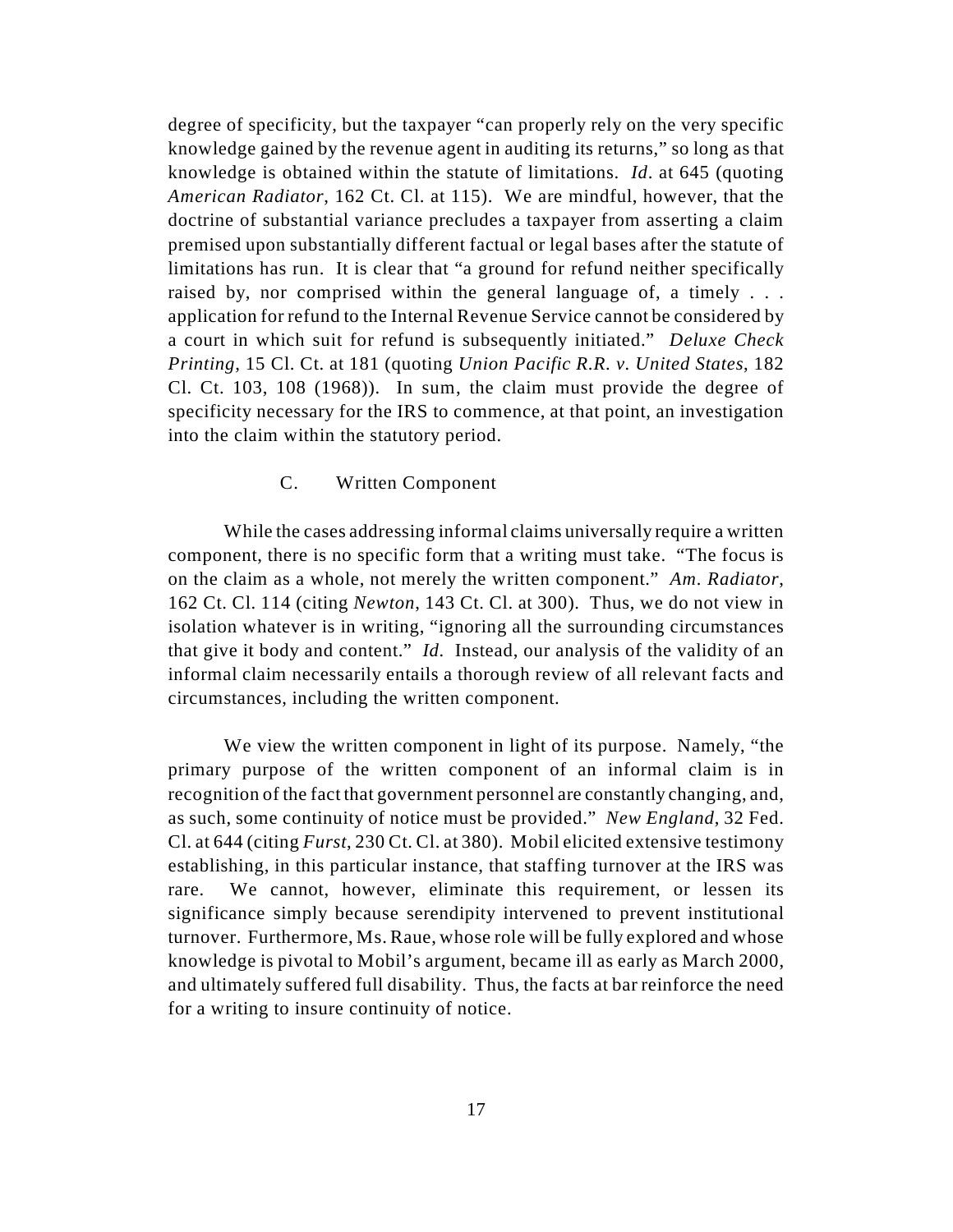degree of specificity, but the taxpayer "can properly rely on the very specific knowledge gained by the revenue agent in auditing its returns," so long as that knowledge is obtained within the statute of limitations. *Id*. at 645 (quoting *American Radiator*, 162 Ct. Cl. at 115). We are mindful, however, that the doctrine of substantial variance precludes a taxpayer from asserting a claim premised upon substantially different factual or legal bases after the statute of limitations has run. It is clear that "a ground for refund neither specifically raised by, nor comprised within the general language of, a timely . . . application for refund to the Internal Revenue Service cannot be considered by a court in which suit for refund is subsequently initiated." *Deluxe Check Printing*, 15 Cl. Ct. at 181 (quoting *Union Pacific R.R. v. United States*, 182 Cl. Ct. 103, 108 (1968)). In sum, the claim must provide the degree of specificity necessary for the IRS to commence, at that point, an investigation into the claim within the statutory period.

### C. Written Component

While the cases addressing informal claims universally require a written component, there is no specific form that a writing must take. "The focus is on the claim as a whole, not merely the written component." *Am. Radiator*, 162 Ct. Cl. 114 (citing *Newton*, 143 Ct. Cl. at 300). Thus, we do not view in isolation whatever is in writing, "ignoring all the surrounding circumstances that give it body and content." *Id.* Instead, our analysis of the validity of an informal claim necessarily entails a thorough review of all relevant facts and circumstances, including the written component.

We view the written component in light of its purpose. Namely, "the primary purpose of the written component of an informal claim is in recognition of the fact that government personnel are constantly changing, and, as such, some continuity of notice must be provided." *New England*, 32 Fed. Cl. at 644 (citing *Furst*, 230 Ct. Cl. at 380). Mobil elicited extensive testimony establishing, in this particular instance, that staffing turnover at the IRS was rare. We cannot, however, eliminate this requirement, or lessen its significance simply because serendipity intervened to prevent institutional turnover. Furthermore, Ms. Raue, whose role will be fully explored and whose knowledge is pivotal to Mobil's argument, became ill as early as March 2000, and ultimately suffered full disability. Thus, the facts at bar reinforce the need for a writing to insure continuity of notice.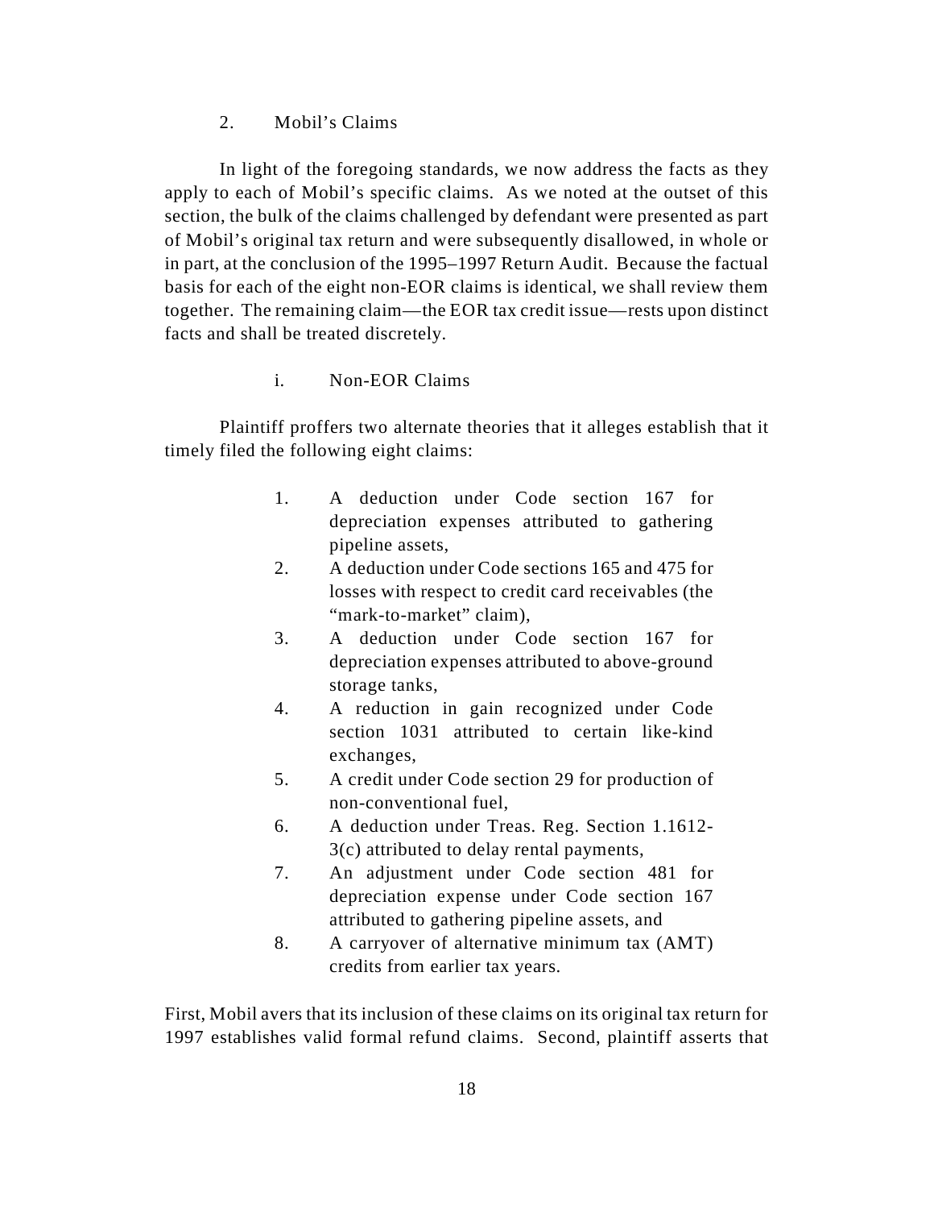2. Mobil's Claims

In light of the foregoing standards, we now address the facts as they apply to each of Mobil's specific claims. As we noted at the outset of this section, the bulk of the claims challenged by defendant were presented as part of Mobil's original tax return and were subsequently disallowed, in whole or in part, at the conclusion of the 1995–1997 Return Audit. Because the factual basis for each of the eight non-EOR claims is identical, we shall review them together. The remaining claim—the EOR tax credit issue—rests upon distinct facts and shall be treated discretely.

i. Non-EOR Claims

Plaintiff proffers two alternate theories that it alleges establish that it timely filed the following eight claims:

1. A deduction under Code section 167 for depreciation expenses attributed to gathering pipeline assets,
2. A deduction under Code sections 165 and 475 for losses with respect to credit card receivables (the "mark-to-market" claim),
3. A deduction under Code section 167 for depreciation expenses attributed to above-ground storage tanks,
4. A reduction in gain recognized under Code section 1031 attributed to certain like-kind exchanges,
5. A credit under Code section 29 for production of non-conventional fuel,
6. A deduction under Treas. Reg. Section 1.1612-3(c) attributed to delay rental payments,
7. An adjustment under Code section 481 for depreciation expense under Code section 167 attributed to gathering pipeline assets, and
8. A carryover of alternative minimum tax (AMT) credits from earlier tax years.

First, Mobil avers that its inclusion of these claims on its original tax return for 1997 establishes valid formal refund claims. Second, plaintiff asserts that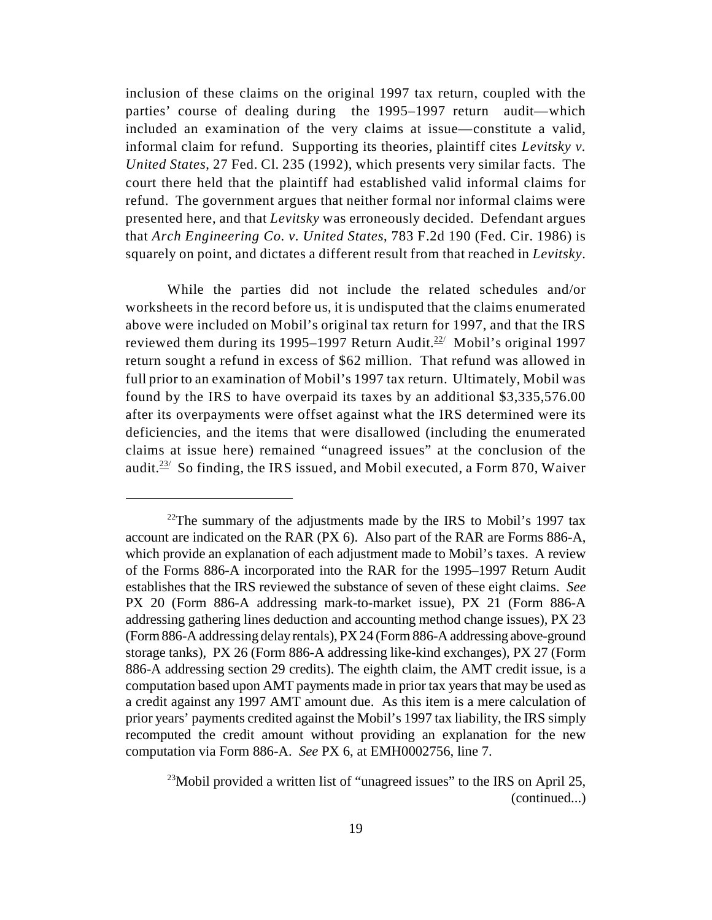inclusion of these claims on the original 1997 tax return, coupled with the parties' course of dealing during the 1995–1997 return audit—which included an examination of the very claims at issue—constitute a valid, informal claim for refund. Supporting its theories, plaintiff cites *Levitsky v. United States*, 27 Fed. Cl. 235 (1992), which presents very similar facts. The court there held that the plaintiff had established valid informal claims for refund. The government argues that neither formal nor informal claims were presented here, and that *Levitsky* was erroneously decided. Defendant argues that *Arch Engineering Co. v. United States*, 783 F.2d 190 (Fed. Cir. 1986) is squarely on point, and dictates a different result from that reached in *Levitsky*.

While the parties did not include the related schedules and/or worksheets in the record before us, it is undisputed that the claims enumerated above were included on Mobil's original tax return for 1997, and that the IRS reviewed them during its 1995–1997 Return Audit.[22] Mobil's original 1997 return sought a refund in excess of $62 million. That refund was allowed in full prior to an examination of Mobil's 1997 tax return. Ultimately, Mobil was found by the IRS to have overpaid its taxes by an additional $3,335,576.00 after its overpayments were offset against what the IRS determined were its deficiencies, and the items that were disallowed (including the enumerated claims at issue here) remained "unagreed issues" at the conclusion of the audit.[23] So finding, the IRS issued, and Mobil executed, a Form 870, Waiver

---

[22]The summary of the adjustments made by the IRS to Mobil's 1997 tax account are indicated on the RAR (PX 6). Also part of the RAR are Forms 886-A, which provide an explanation of each adjustment made to Mobil's taxes. A review of the Forms 886-A incorporated into the RAR for the 1995–1997 Return Audit establishes that the IRS reviewed the substance of seven of these eight claims. *See* PX 20 (Form 886-A addressing mark-to-market issue), PX 21 (Form 886-A addressing gathering lines deduction and accounting method change issues), PX 23 (Form 886-A addressing delay rentals), PX 24 (Form 886-A addressing above-ground storage tanks), PX 26 (Form 886-A addressing like-kind exchanges), PX 27 (Form 886-A addressing section 29 credits). The eighth claim, the AMT credit issue, is a computation based upon AMT payments made in prior tax years that may be used as a credit against any 1997 AMT amount due. As this item is a mere calculation of prior years' payments credited against the Mobil's 1997 tax liability, the IRS simply recomputed the credit amount without providing an explanation for the new computation via Form 886-A. *See* PX 6, at EMH0002756, line 7.

[23]Mobil provided a written list of "unagreed issues" to the IRS on April 25, (continued...)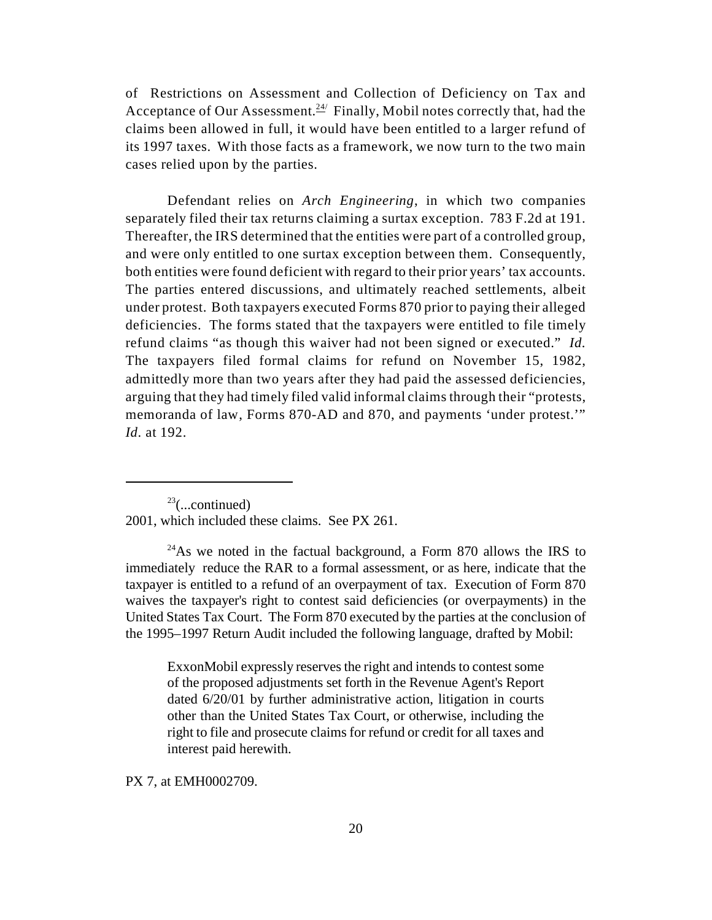of Restrictions on Assessment and Collection of Deficiency on Tax and Acceptance of Our Assessment.[24] Finally, Mobil notes correctly that, had the claims been allowed in full, it would have been entitled to a larger refund of its 1997 taxes. With those facts as a framework, we now turn to the two main cases relied upon by the parties.

Defendant relies on *Arch Engineering*, in which two companies separately filed their tax returns claiming a surtax exception. 783 F.2d at 191. Thereafter, the IRS determined that the entities were part of a controlled group, and were only entitled to one surtax exception between them. Consequently, both entities were found deficient with regard to their prior years' tax accounts. The parties entered discussions, and ultimately reached settlements, albeit under protest. Both taxpayers executed Forms 870 prior to paying their alleged deficiencies. The forms stated that the taxpayers were entitled to file timely refund claims "as though this waiver had not been signed or executed." *Id.* The taxpayers filed formal claims for refund on November 15, 1982, admittedly more than two years after they had paid the assessed deficiencies, arguing that they had timely filed valid informal claims through their "protests, memoranda of law, Forms 870-AD and 870, and payments 'under protest.'" *Id.* at 192.

---

[23](...continued)
2001, which included these claims. See PX 261.

[24]As we noted in the factual background, a Form 870 allows the IRS to immediately reduce the RAR to a formal assessment, or as here, indicate that the taxpayer is entitled to a refund of an overpayment of tax. Execution of Form 870 waives the taxpayer's right to contest said deficiencies (or overpayments) in the United States Tax Court. The Form 870 executed by the parties at the conclusion of the 1995–1997 Return Audit included the following language, drafted by Mobil:

> ExxonMobil expressly reserves the right and intends to contest some of the proposed adjustments set forth in the Revenue Agent's Report dated 6/20/01 by further administrative action, litigation in courts other than the United States Tax Court, or otherwise, including the right to file and prosecute claims for refund or credit for all taxes and interest paid herewith.

PX 7, at EMH0002709.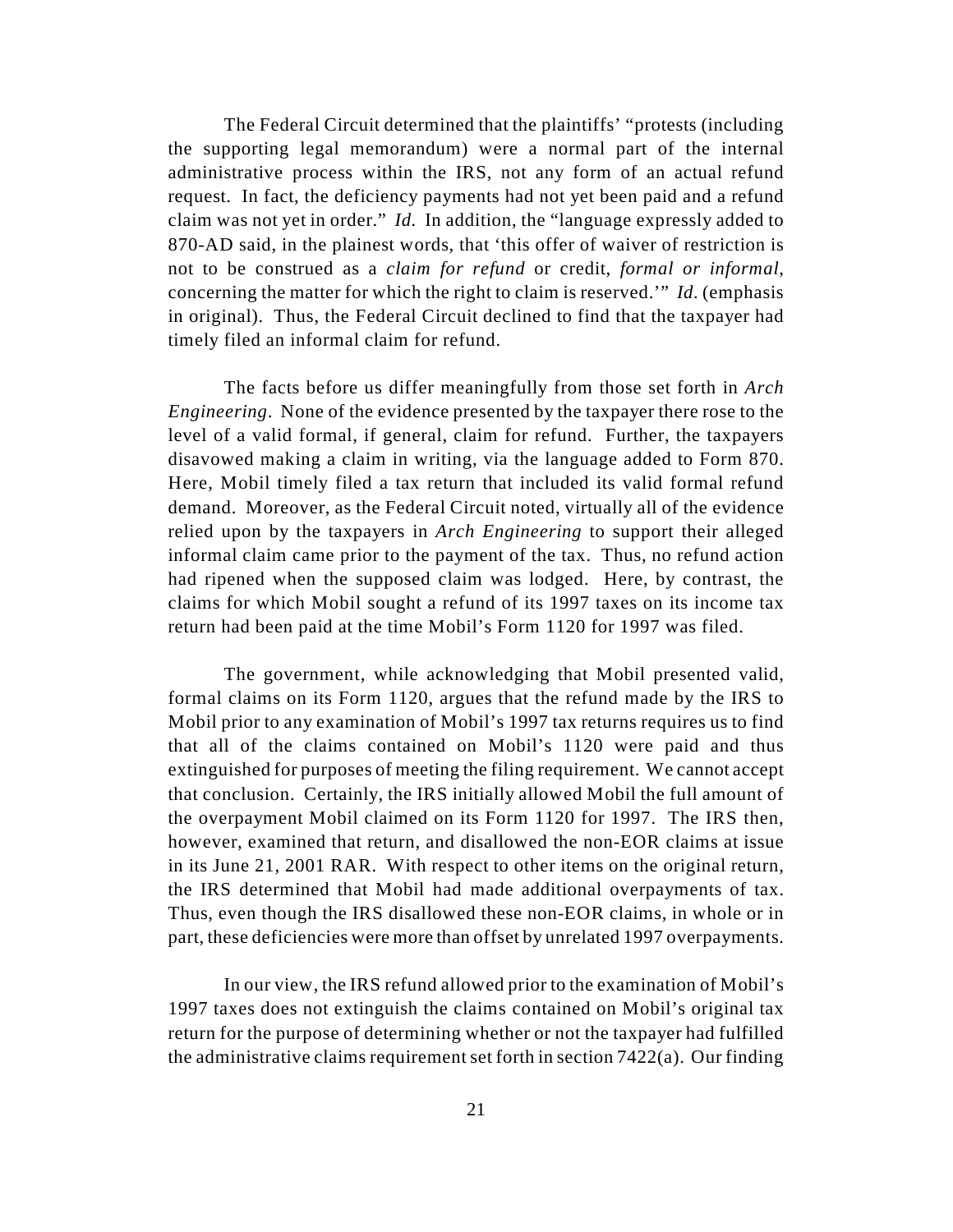The Federal Circuit determined that the plaintiffs' "protests (including the supporting legal memorandum) were a normal part of the internal administrative process within the IRS, not any form of an actual refund request. In fact, the deficiency payments had not yet been paid and a refund claim was not yet in order." *Id.* In addition, the "language expressly added to 870-AD said, in the plainest words, that 'this offer of waiver of restriction is not to be construed as a *claim for refund* or credit, *formal or informal*, concerning the matter for which the right to claim is reserved.'" *Id.* (emphasis in original). Thus, the Federal Circuit declined to find that the taxpayer had timely filed an informal claim for refund.

The facts before us differ meaningfully from those set forth in *Arch Engineering*. None of the evidence presented by the taxpayer there rose to the level of a valid formal, if general, claim for refund. Further, the taxpayers disavowed making a claim in writing, via the language added to Form 870. Here, Mobil timely filed a tax return that included its valid formal refund demand. Moreover, as the Federal Circuit noted, virtually all of the evidence relied upon by the taxpayers in *Arch Engineering* to support their alleged informal claim came prior to the payment of the tax. Thus, no refund action had ripened when the supposed claim was lodged. Here, by contrast, the claims for which Mobil sought a refund of its 1997 taxes on its income tax return had been paid at the time Mobil's Form 1120 for 1997 was filed.

The government, while acknowledging that Mobil presented valid, formal claims on its Form 1120, argues that the refund made by the IRS to Mobil prior to any examination of Mobil's 1997 tax returns requires us to find that all of the claims contained on Mobil's 1120 were paid and thus extinguished for purposes of meeting the filing requirement. We cannot accept that conclusion. Certainly, the IRS initially allowed Mobil the full amount of the overpayment Mobil claimed on its Form 1120 for 1997. The IRS then, however, examined that return, and disallowed the non-EOR claims at issue in its June 21, 2001 RAR. With respect to other items on the original return, the IRS determined that Mobil had made additional overpayments of tax. Thus, even though the IRS disallowed these non-EOR claims, in whole or in part, these deficiencies were more than offset by unrelated 1997 overpayments.

In our view, the IRS refund allowed prior to the examination of Mobil's 1997 taxes does not extinguish the claims contained on Mobil's original tax return for the purpose of determining whether or not the taxpayer had fulfilled the administrative claims requirement set forth in section 7422(a). Our finding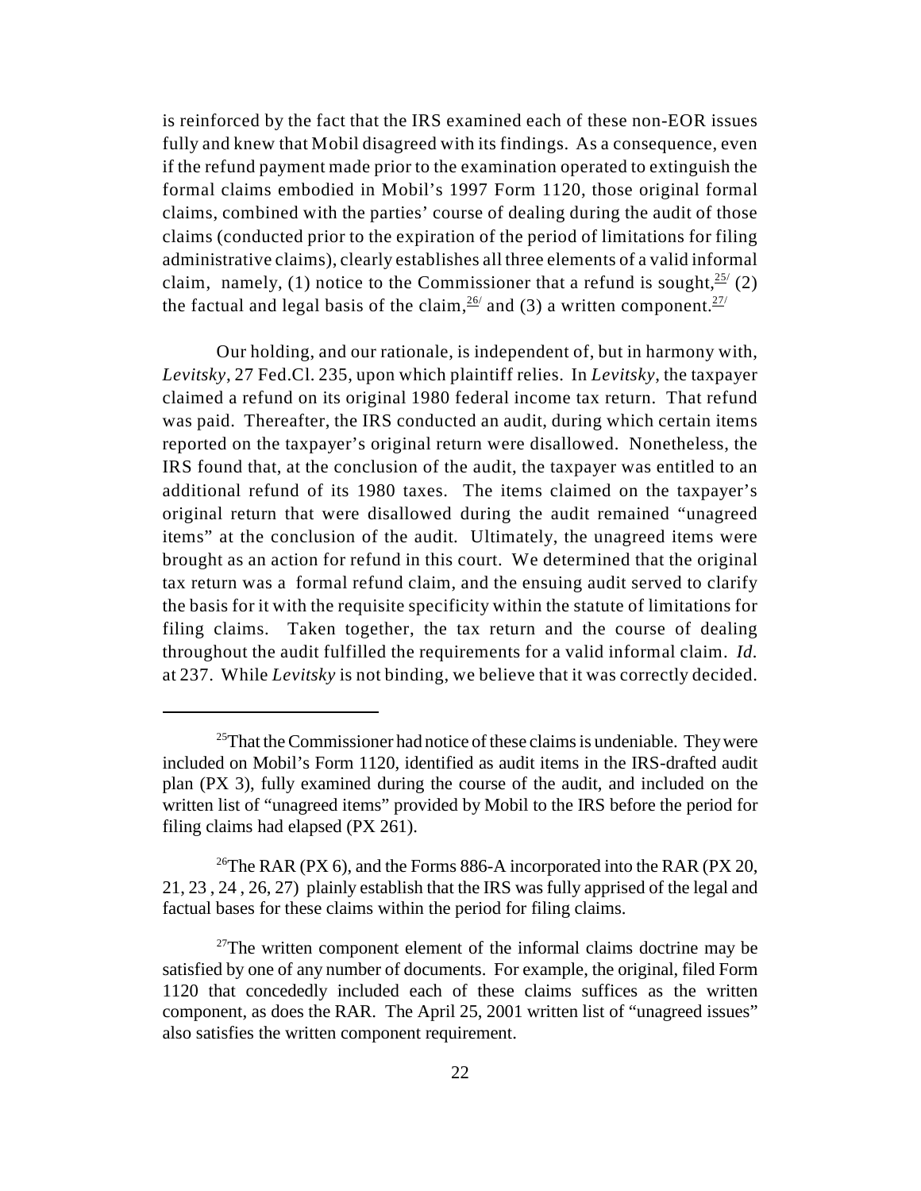is reinforced by the fact that the IRS examined each of these non-EOR issues fully and knew that Mobil disagreed with its findings. As a consequence, even if the refund payment made prior to the examination operated to extinguish the formal claims embodied in Mobil's 1997 Form 1120, those original formal claims, combined with the parties' course of dealing during the audit of those claims (conducted prior to the expiration of the period of limitations for filing administrative claims), clearly establishes all three elements of a valid informal claim, namely, (1) notice to the Commissioner that a refund is sought,[25] (2) the factual and legal basis of the claim,[26] and (3) a written component.[27]

Our holding, and our rationale, is independent of, but in harmony with, *Levitsky*, 27 Fed.Cl. 235, upon which plaintiff relies. In *Levitsky*, the taxpayer claimed a refund on its original 1980 federal income tax return. That refund was paid. Thereafter, the IRS conducted an audit, during which certain items reported on the taxpayer's original return were disallowed. Nonetheless, the IRS found that, at the conclusion of the audit, the taxpayer was entitled to an additional refund of its 1980 taxes. The items claimed on the taxpayer's original return that were disallowed during the audit remained "unagreed items" at the conclusion of the audit. Ultimately, the unagreed items were brought as an action for refund in this court. We determined that the original tax return was a formal refund claim, and the ensuing audit served to clarify the basis for it with the requisite specificity within the statute of limitations for filing claims. Taken together, the tax return and the course of dealing throughout the audit fulfilled the requirements for a valid informal claim. *Id.* at 237. While *Levitsky* is not binding, we believe that it was correctly decided.

---

[25] That the Commissioner had notice of these claims is undeniable. They were included on Mobil's Form 1120, identified as audit items in the IRS-drafted audit plan (PX 3), fully examined during the course of the audit, and included on the written list of "unagreed items" provided by Mobil to the IRS before the period for filing claims had elapsed (PX 261).

[26] The RAR (PX 6), and the Forms 886-A incorporated into the RAR (PX 20, 21, 23 , 24 , 26, 27) plainly establish that the IRS was fully apprised of the legal and factual bases for these claims within the period for filing claims.

[27] The written component element of the informal claims doctrine may be satisfied by one of any number of documents. For example, the original, filed Form 1120 that concededly included each of these claims suffices as the written component, as does the RAR. The April 25, 2001 written list of "unagreed issues" also satisfies the written component requirement.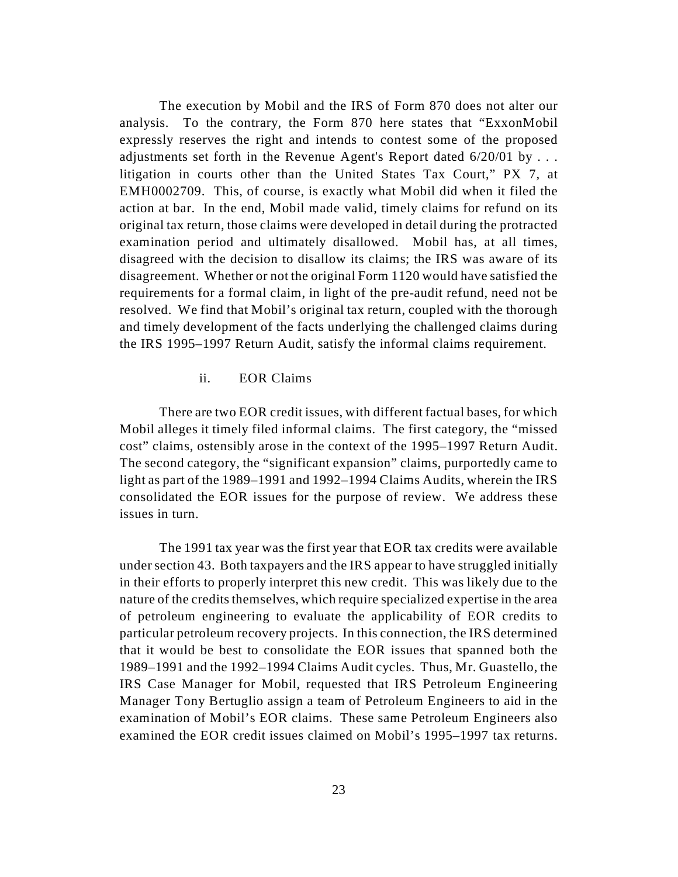The execution by Mobil and the IRS of Form 870 does not alter our analysis. To the contrary, the Form 870 here states that "ExxonMobil expressly reserves the right and intends to contest some of the proposed adjustments set forth in the Revenue Agent's Report dated 6/20/01 by . . . litigation in courts other than the United States Tax Court," PX 7, at EMH0002709. This, of course, is exactly what Mobil did when it filed the action at bar. In the end, Mobil made valid, timely claims for refund on its original tax return, those claims were developed in detail during the protracted examination period and ultimately disallowed. Mobil has, at all times, disagreed with the decision to disallow its claims; the IRS was aware of its disagreement. Whether or not the original Form 1120 would have satisfied the requirements for a formal claim, in light of the pre-audit refund, need not be resolved. We find that Mobil's original tax return, coupled with the thorough and timely development of the facts underlying the challenged claims during the IRS 1995–1997 Return Audit, satisfy the informal claims requirement.

#### ii. EOR Claims

There are two EOR credit issues, with different factual bases, for which Mobil alleges it timely filed informal claims. The first category, the "missed cost" claims, ostensibly arose in the context of the 1995–1997 Return Audit. The second category, the "significant expansion" claims, purportedly came to light as part of the 1989–1991 and 1992–1994 Claims Audits, wherein the IRS consolidated the EOR issues for the purpose of review. We address these issues in turn.

The 1991 tax year was the first year that EOR tax credits were available under section 43. Both taxpayers and the IRS appear to have struggled initially in their efforts to properly interpret this new credit. This was likely due to the nature of the credits themselves, which require specialized expertise in the area of petroleum engineering to evaluate the applicability of EOR credits to particular petroleum recovery projects. In this connection, the IRS determined that it would be best to consolidate the EOR issues that spanned both the 1989–1991 and the 1992–1994 Claims Audit cycles. Thus, Mr. Guastello, the IRS Case Manager for Mobil, requested that IRS Petroleum Engineering Manager Tony Bertuglio assign a team of Petroleum Engineers to aid in the examination of Mobil's EOR claims. These same Petroleum Engineers also examined the EOR credit issues claimed on Mobil's 1995–1997 tax returns.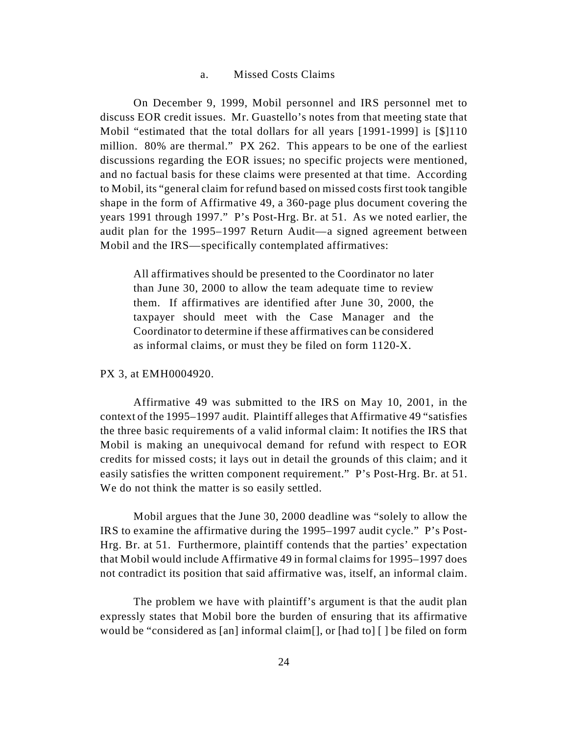a. Missed Costs Claims

On December 9, 1999, Mobil personnel and IRS personnel met to discuss EOR credit issues. Mr. Guastello's notes from that meeting state that Mobil "estimated that the total dollars for all years [1991-1999] is [$]110 million. 80% are thermal." PX 262. This appears to be one of the earliest discussions regarding the EOR issues; no specific projects were mentioned, and no factual basis for these claims were presented at that time. According to Mobil, its "general claim for refund based on missed costs first took tangible shape in the form of Affirmative 49, a 360-page plus document covering the years 1991 through 1997." P's Post-Hrg. Br. at 51. As we noted earlier, the audit plan for the 1995–1997 Return Audit—a signed agreement between Mobil and the IRS—specifically contemplated affirmatives:

> All affirmatives should be presented to the Coordinator no later than June 30, 2000 to allow the team adequate time to review them. If affirmatives are identified after June 30, 2000, the taxpayer should meet with the Case Manager and the Coordinator to determine if these affirmatives can be considered as informal claims, or must they be filed on form 1120-X.

PX 3, at EMH0004920.

Affirmative 49 was submitted to the IRS on May 10, 2001, in the context of the 1995–1997 audit. Plaintiff alleges that Affirmative 49 "satisfies the three basic requirements of a valid informal claim: It notifies the IRS that Mobil is making an unequivocal demand for refund with respect to EOR credits for missed costs; it lays out in detail the grounds of this claim; and it easily satisfies the written component requirement." P's Post-Hrg. Br. at 51. We do not think the matter is so easily settled.

Mobil argues that the June 30, 2000 deadline was "solely to allow the IRS to examine the affirmative during the 1995–1997 audit cycle." P's Post-Hrg. Br. at 51. Furthermore, plaintiff contends that the parties' expectation that Mobil would include Affirmative 49 in formal claims for 1995–1997 does not contradict its position that said affirmative was, itself, an informal claim.

The problem we have with plaintiff's argument is that the audit plan expressly states that Mobil bore the burden of ensuring that its affirmative would be "considered as [an] informal claim[], or [had to] [ ] be filed on form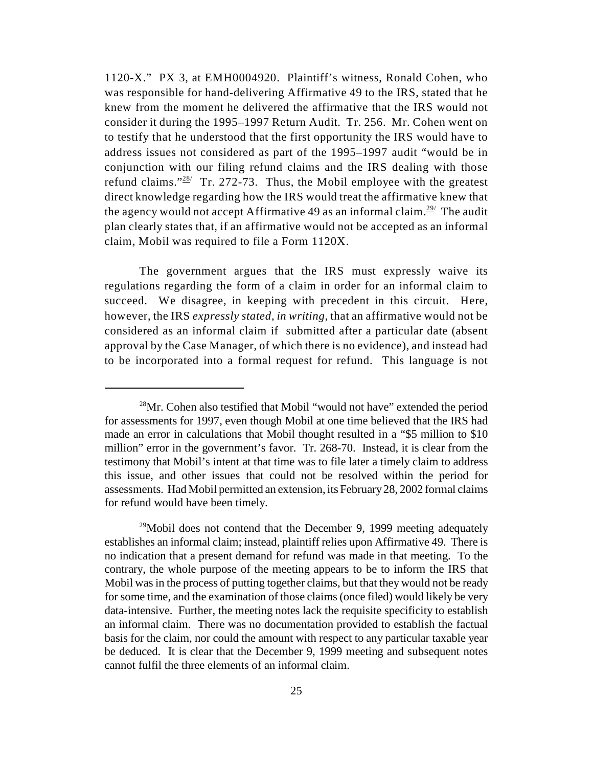1120-X." PX 3, at EMH0004920. Plaintiff's witness, Ronald Cohen, who was responsible for hand-delivering Affirmative 49 to the IRS, stated that he knew from the moment he delivered the affirmative that the IRS would not consider it during the 1995–1997 Return Audit. Tr. 256. Mr. Cohen went on to testify that he understood that the first opportunity the IRS would have to address issues not considered as part of the 1995–1997 audit "would be in conjunction with our filing refund claims and the IRS dealing with those refund claims."[28] Tr. 272-73. Thus, the Mobil employee with the greatest direct knowledge regarding how the IRS would treat the affirmative knew that the agency would not accept Affirmative 49 as an informal claim.[29] The audit plan clearly states that, if an affirmative would not be accepted as an informal claim, Mobil was required to file a Form 1120X.

The government argues that the IRS must expressly waive its regulations regarding the form of a claim in order for an informal claim to succeed. We disagree, in keeping with precedent in this circuit. Here, however, the IRS *expressly stated, in writing*, that an affirmative would not be considered as an informal claim if submitted after a particular date (absent approval by the Case Manager, of which there is no evidence), and instead had to be incorporated into a formal request for refund. This language is not

---

[28] Mr. Cohen also testified that Mobil "would not have" extended the period for assessments for 1997, even though Mobil at one time believed that the IRS had made an error in calculations that Mobil thought resulted in a "$5 million to $10 million" error in the government's favor. Tr. 268-70. Instead, it is clear from the testimony that Mobil's intent at that time was to file later a timely claim to address this issue, and other issues that could not be resolved within the period for assessments. Had Mobil permitted an extension, its February 28, 2002 formal claims for refund would have been timely.

[29] Mobil does not contend that the December 9, 1999 meeting adequately establishes an informal claim; instead, plaintiff relies upon Affirmative 49. There is no indication that a present demand for refund was made in that meeting. To the contrary, the whole purpose of the meeting appears to be to inform the IRS that Mobil was in the process of putting together claims, but that they would not be ready for some time, and the examination of those claims (once filed) would likely be very data-intensive. Further, the meeting notes lack the requisite specificity to establish an informal claim. There was no documentation provided to establish the factual basis for the claim, nor could the amount with respect to any particular taxable year be deduced. It is clear that the December 9, 1999 meeting and subsequent notes cannot fulfil the three elements of an informal claim.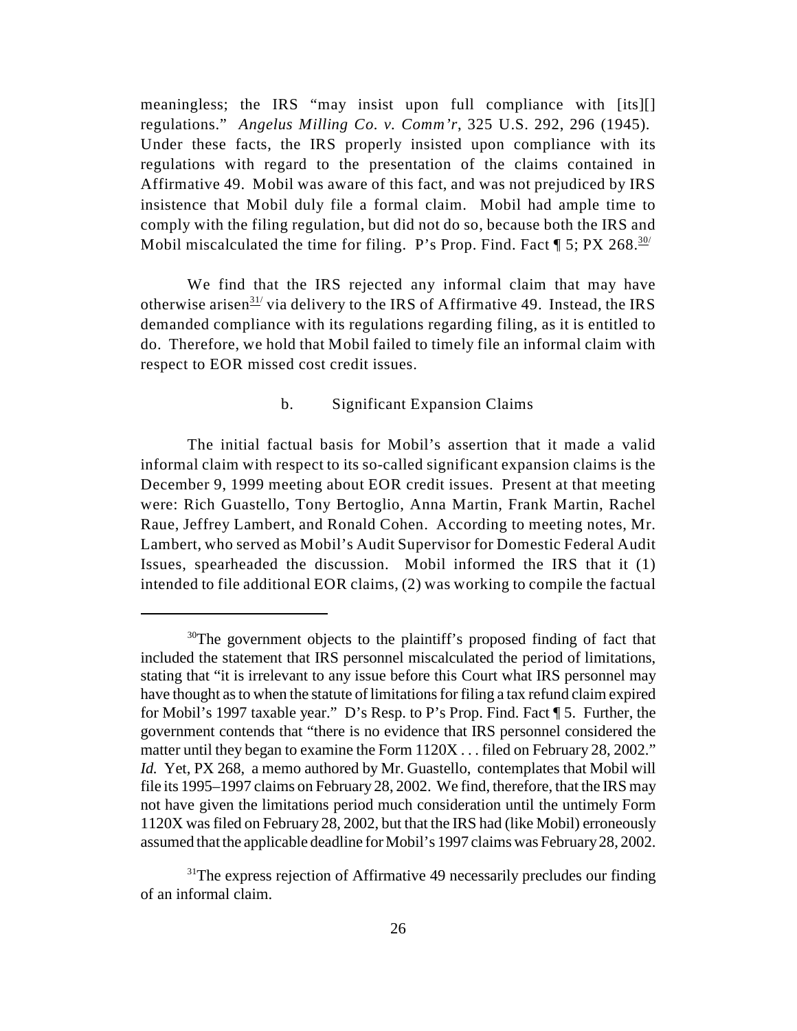meaningless; the IRS "may insist upon full compliance with [its][] regulations." *Angelus Milling Co. v. Comm'r*, 325 U.S. 292, 296 (1945). Under these facts, the IRS properly insisted upon compliance with its regulations with regard to the presentation of the claims contained in Affirmative 49. Mobil was aware of this fact, and was not prejudiced by IRS insistence that Mobil duly file a formal claim. Mobil had ample time to comply with the filing regulation, but did not do so, because both the IRS and Mobil miscalculated the time for filing. P's Prop. Find. Fact ¶ 5; PX 268.[30]

We find that the IRS rejected any informal claim that may have otherwise arisen[31] via delivery to the IRS of Affirmative 49. Instead, the IRS demanded compliance with its regulations regarding filing, as it is entitled to do. Therefore, we hold that Mobil failed to timely file an informal claim with respect to EOR missed cost credit issues.

b. Significant Expansion Claims

The initial factual basis for Mobil's assertion that it made a valid informal claim with respect to its so-called significant expansion claims is the December 9, 1999 meeting about EOR credit issues. Present at that meeting were: Rich Guastello, Tony Bertoglio, Anna Martin, Frank Martin, Rachel Raue, Jeffrey Lambert, and Ronald Cohen. According to meeting notes, Mr. Lambert, who served as Mobil's Audit Supervisor for Domestic Federal Audit Issues, spearheaded the discussion. Mobil informed the IRS that it (1) intended to file additional EOR claims, (2) was working to compile the factual

---

[30] The government objects to the plaintiff's proposed finding of fact that included the statement that IRS personnel miscalculated the period of limitations, stating that "it is irrelevant to any issue before this Court what IRS personnel may have thought as to when the statute of limitations for filing a tax refund claim expired for Mobil's 1997 taxable year." D's Resp. to P's Prop. Find. Fact ¶ 5. Further, the government contends that "there is no evidence that IRS personnel considered the matter until they began to examine the Form 1120X . . . filed on February 28, 2002." *Id.* Yet, PX 268, a memo authored by Mr. Guastello, contemplates that Mobil will file its 1995–1997 claims on February 28, 2002. We find, therefore, that the IRS may not have given the limitations period much consideration until the untimely Form 1120X was filed on February 28, 2002, but that the IRS had (like Mobil) erroneously assumed that the applicable deadline for Mobil's 1997 claims was February 28, 2002.

[31] The express rejection of Affirmative 49 necessarily precludes our finding of an informal claim.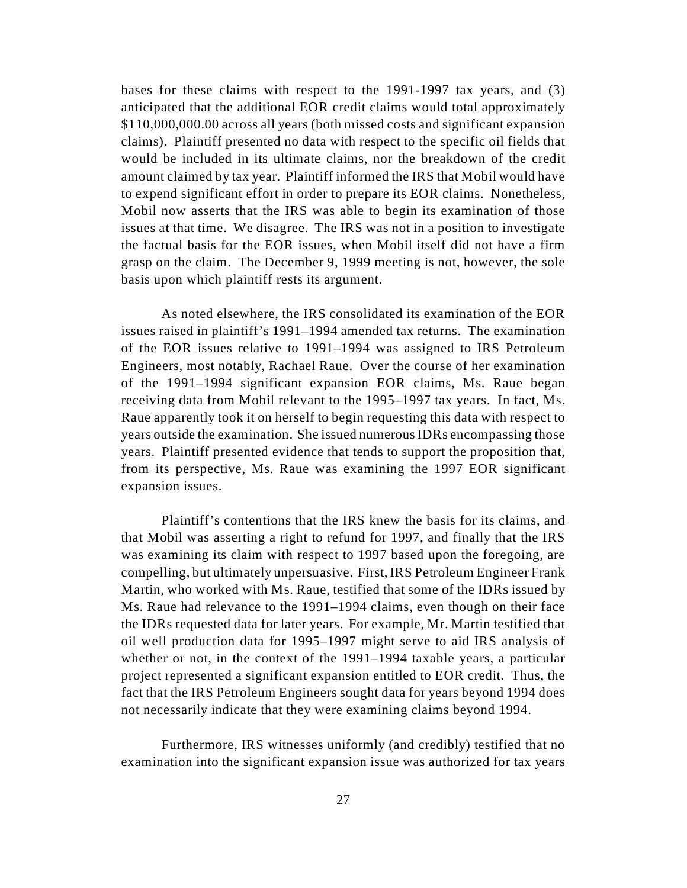bases for these claims with respect to the 1991-1997 tax years, and (3) anticipated that the additional EOR credit claims would total approximately $110,000,000.00 across all years (both missed costs and significant expansion claims). Plaintiff presented no data with respect to the specific oil fields that would be included in its ultimate claims, nor the breakdown of the credit amount claimed by tax year. Plaintiff informed the IRS that Mobil would have to expend significant effort in order to prepare its EOR claims. Nonetheless, Mobil now asserts that the IRS was able to begin its examination of those issues at that time. We disagree. The IRS was not in a position to investigate the factual basis for the EOR issues, when Mobil itself did not have a firm grasp on the claim. The December 9, 1999 meeting is not, however, the sole basis upon which plaintiff rests its argument.

As noted elsewhere, the IRS consolidated its examination of the EOR issues raised in plaintiff's 1991–1994 amended tax returns. The examination of the EOR issues relative to 1991–1994 was assigned to IRS Petroleum Engineers, most notably, Rachael Raue. Over the course of her examination of the 1991–1994 significant expansion EOR claims, Ms. Raue began receiving data from Mobil relevant to the 1995–1997 tax years. In fact, Ms. Raue apparently took it on herself to begin requesting this data with respect to years outside the examination. She issued numerous IDRs encompassing those years. Plaintiff presented evidence that tends to support the proposition that, from its perspective, Ms. Raue was examining the 1997 EOR significant expansion issues.

Plaintiff's contentions that the IRS knew the basis for its claims, and that Mobil was asserting a right to refund for 1997, and finally that the IRS was examining its claim with respect to 1997 based upon the foregoing, are compelling, but ultimately unpersuasive. First, IRS Petroleum Engineer Frank Martin, who worked with Ms. Raue, testified that some of the IDRs issued by Ms. Raue had relevance to the 1991–1994 claims, even though on their face the IDRs requested data for later years. For example, Mr. Martin testified that oil well production data for 1995–1997 might serve to aid IRS analysis of whether or not, in the context of the 1991–1994 taxable years, a particular project represented a significant expansion entitled to EOR credit. Thus, the fact that the IRS Petroleum Engineers sought data for years beyond 1994 does not necessarily indicate that they were examining claims beyond 1994.

Furthermore, IRS witnesses uniformly (and credibly) testified that no examination into the significant expansion issue was authorized for tax years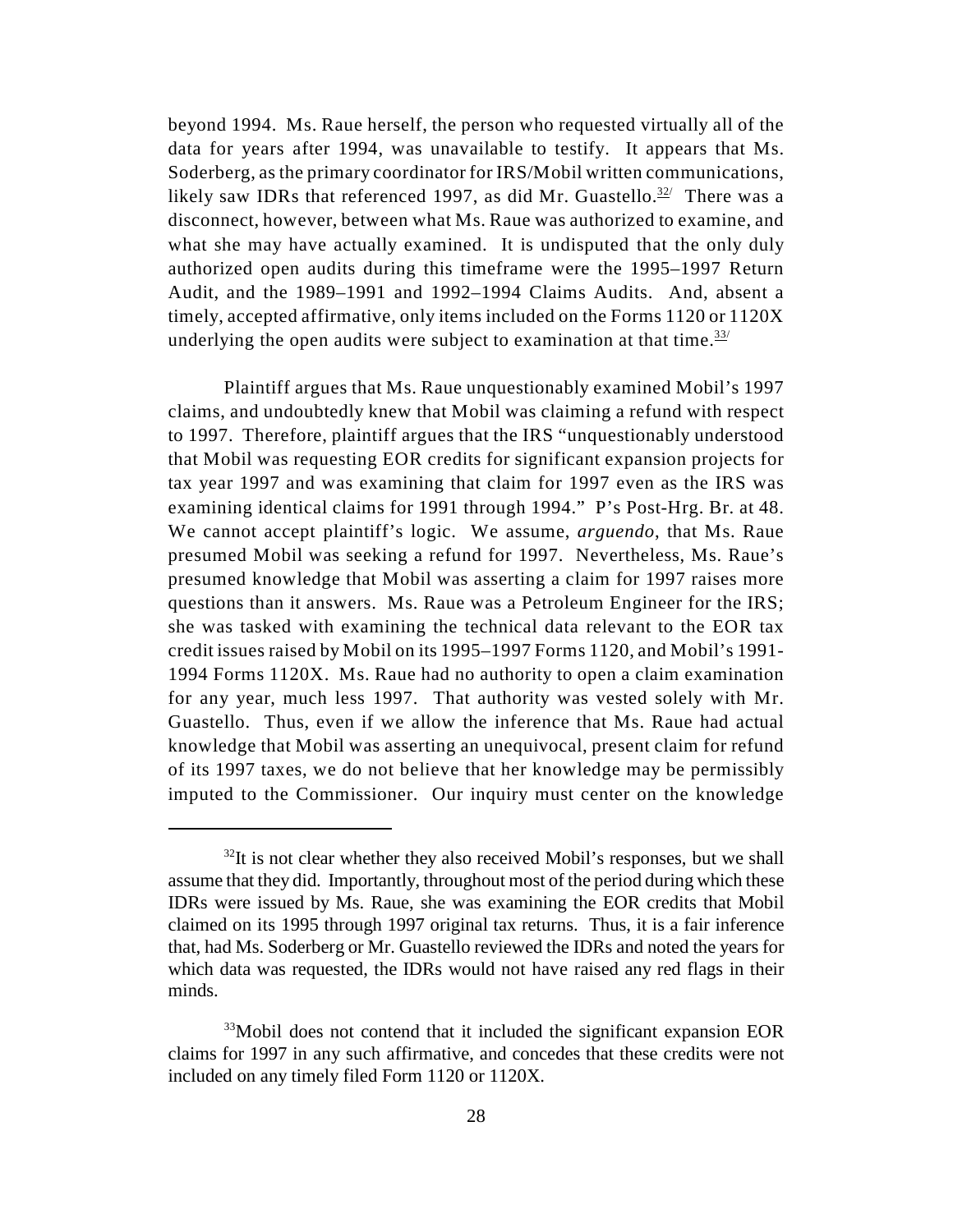beyond 1994. Ms. Raue herself, the person who requested virtually all of the data for years after 1994, was unavailable to testify. It appears that Ms. Soderberg, as the primary coordinator for IRS/Mobil written communications, likely saw IDRs that referenced 1997, as did Mr. Guastello.[32] There was a disconnect, however, between what Ms. Raue was authorized to examine, and what she may have actually examined. It is undisputed that the only duly authorized open audits during this timeframe were the 1995–1997 Return Audit, and the 1989–1991 and 1992–1994 Claims Audits. And, absent a timely, accepted affirmative, only items included on the Forms 1120 or 1120X underlying the open audits were subject to examination at that time.[33]

Plaintiff argues that Ms. Raue unquestionably examined Mobil's 1997 claims, and undoubtedly knew that Mobil was claiming a refund with respect to 1997. Therefore, plaintiff argues that the IRS "unquestionably understood that Mobil was requesting EOR credits for significant expansion projects for tax year 1997 and was examining that claim for 1997 even as the IRS was examining identical claims for 1991 through 1994." P's Post-Hrg. Br. at 48. We cannot accept plaintiff's logic. We assume, *arguendo*, that Ms. Raue presumed Mobil was seeking a refund for 1997. Nevertheless, Ms. Raue's presumed knowledge that Mobil was asserting a claim for 1997 raises more questions than it answers. Ms. Raue was a Petroleum Engineer for the IRS; she was tasked with examining the technical data relevant to the EOR tax credit issues raised by Mobil on its 1995–1997 Forms 1120, and Mobil's 1991-1994 Forms 1120X. Ms. Raue had no authority to open a claim examination for any year, much less 1997. That authority was vested solely with Mr. Guastello. Thus, even if we allow the inference that Ms. Raue had actual knowledge that Mobil was asserting an unequivocal, present claim for refund of its 1997 taxes, we do not believe that her knowledge may be permissibly imputed to the Commissioner. Our inquiry must center on the knowledge

---

[32] It is not clear whether they also received Mobil's responses, but we shall assume that they did. Importantly, throughout most of the period during which these IDRs were issued by Ms. Raue, she was examining the EOR credits that Mobil claimed on its 1995 through 1997 original tax returns. Thus, it is a fair inference that, had Ms. Soderberg or Mr. Guastello reviewed the IDRs and noted the years for which data was requested, the IDRs would not have raised any red flags in their minds.

[33] Mobil does not contend that it included the significant expansion EOR claims for 1997 in any such affirmative, and concedes that these credits were not included on any timely filed Form 1120 or 1120X.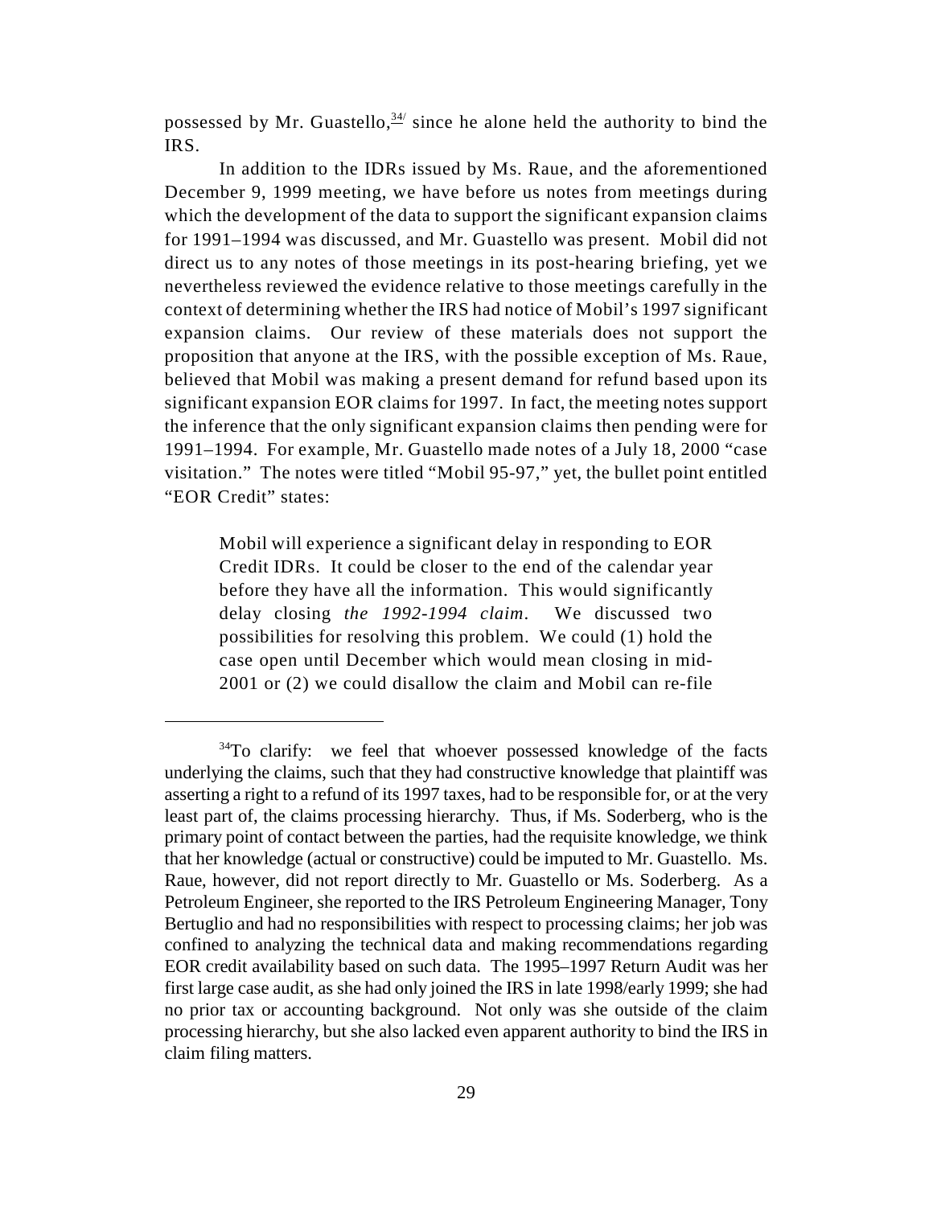possessed by Mr. Guastello,[34] since he alone held the authority to bind the IRS.

In addition to the IDRs issued by Ms. Raue, and the aforementioned December 9, 1999 meeting, we have before us notes from meetings during which the development of the data to support the significant expansion claims for 1991–1994 was discussed, and Mr. Guastello was present. Mobil did not direct us to any notes of those meetings in its post-hearing briefing, yet we nevertheless reviewed the evidence relative to those meetings carefully in the context of determining whether the IRS had notice of Mobil's 1997 significant expansion claims. Our review of these materials does not support the proposition that anyone at the IRS, with the possible exception of Ms. Raue, believed that Mobil was making a present demand for refund based upon its significant expansion EOR claims for 1997. In fact, the meeting notes support the inference that the only significant expansion claims then pending were for 1991–1994. For example, Mr. Guastello made notes of a July 18, 2000 "case visitation." The notes were titled "Mobil 95-97," yet, the bullet point entitled "EOR Credit" states:

> Mobil will experience a significant delay in responding to EOR Credit IDRs. It could be closer to the end of the calendar year before they have all the information. This would significantly delay closing *the 1992-1994 claim*. We discussed two possibilities for resolving this problem. We could (1) hold the case open until December which would mean closing in mid-2001 or (2) we could disallow the claim and Mobil can re-file

---

[34] To clarify: we feel that whoever possessed knowledge of the facts underlying the claims, such that they had constructive knowledge that plaintiff was asserting a right to a refund of its 1997 taxes, had to be responsible for, or at the very least part of, the claims processing hierarchy. Thus, if Ms. Soderberg, who is the primary point of contact between the parties, had the requisite knowledge, we think that her knowledge (actual or constructive) could be imputed to Mr. Guastello. Ms. Raue, however, did not report directly to Mr. Guastello or Ms. Soderberg. As a Petroleum Engineer, she reported to the IRS Petroleum Engineering Manager, Tony Bertuglio and had no responsibilities with respect to processing claims; her job was confined to analyzing the technical data and making recommendations regarding EOR credit availability based on such data. The 1995–1997 Return Audit was her first large case audit, as she had only joined the IRS in late 1998/early 1999; she had no prior tax or accounting background. Not only was she outside of the claim processing hierarchy, but she also lacked even apparent authority to bind the IRS in claim filing matters.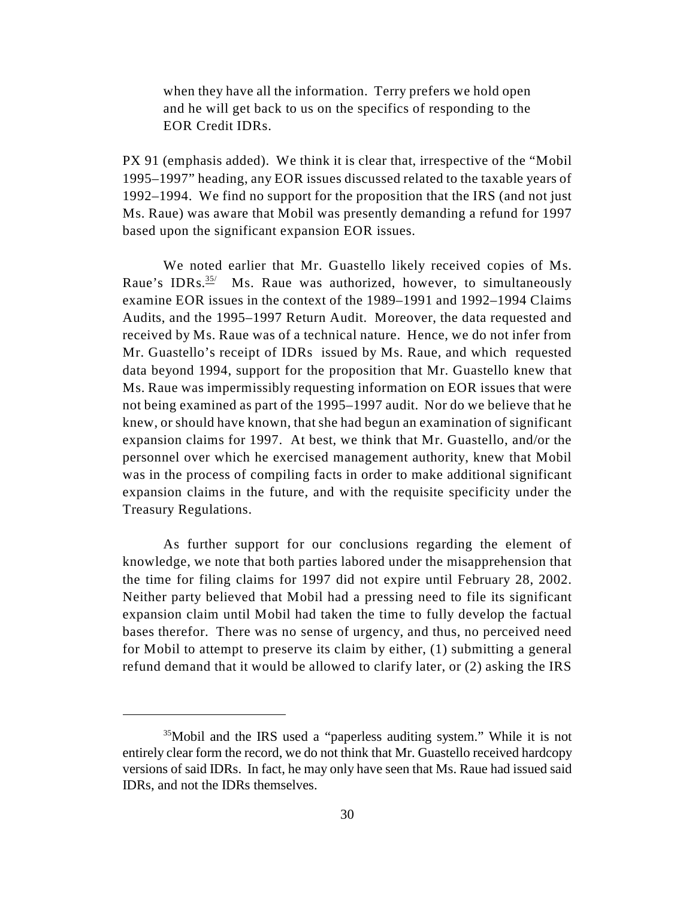> when they have all the information. Terry prefers we hold open and he will get back to us on the specifics of responding to the EOR Credit IDRs.

PX 91 (emphasis added). We think it is clear that, irrespective of the "Mobil 1995–1997" heading, any EOR issues discussed related to the taxable years of 1992–1994. We find no support for the proposition that the IRS (and not just Ms. Raue) was aware that Mobil was presently demanding a refund for 1997 based upon the significant expansion EOR issues.

We noted earlier that Mr. Guastello likely received copies of Ms. Raue's IDRs.[35] Ms. Raue was authorized, however, to simultaneously examine EOR issues in the context of the 1989–1991 and 1992–1994 Claims Audits, and the 1995–1997 Return Audit. Moreover, the data requested and received by Ms. Raue was of a technical nature. Hence, we do not infer from Mr. Guastello's receipt of IDRs issued by Ms. Raue, and which requested data beyond 1994, support for the proposition that Mr. Guastello knew that Ms. Raue was impermissibly requesting information on EOR issues that were not being examined as part of the 1995–1997 audit. Nor do we believe that he knew, or should have known, that she had begun an examination of significant expansion claims for 1997. At best, we think that Mr. Guastello, and/or the personnel over which he exercised management authority, knew that Mobil was in the process of compiling facts in order to make additional significant expansion claims in the future, and with the requisite specificity under the Treasury Regulations.

As further support for our conclusions regarding the element of knowledge, we note that both parties labored under the misapprehension that the time for filing claims for 1997 did not expire until February 28, 2002. Neither party believed that Mobil had a pressing need to file its significant expansion claim until Mobil had taken the time to fully develop the factual bases therefor. There was no sense of urgency, and thus, no perceived need for Mobil to attempt to preserve its claim by either, (1) submitting a general refund demand that it would be allowed to clarify later, or (2) asking the IRS

---

[35] Mobil and the IRS used a "paperless auditing system." While it is not entirely clear form the record, we do not think that Mr. Guastello received hardcopy versions of said IDRs. In fact, he may only have seen that Ms. Raue had issued said IDRs, and not the IDRs themselves.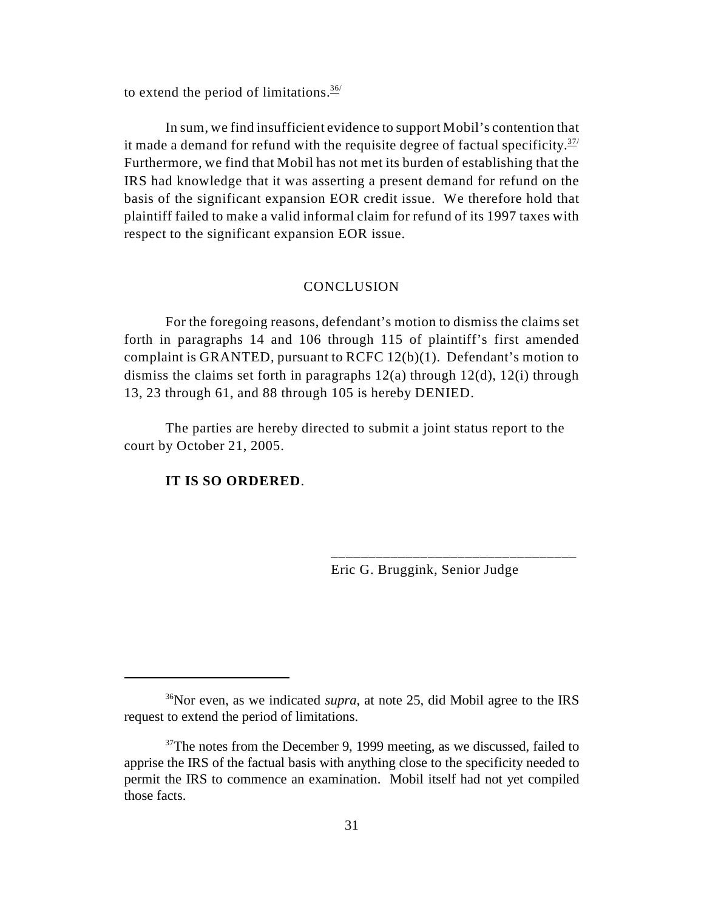to extend the period of limitations.[36]

In sum, we find insufficient evidence to support Mobil's contention that it made a demand for refund with the requisite degree of factual specificity.[37] Furthermore, we find that Mobil has not met its burden of establishing that the IRS had knowledge that it was asserting a present demand for refund on the basis of the significant expansion EOR credit issue. We therefore hold that plaintiff failed to make a valid informal claim for refund of its 1997 taxes with respect to the significant expansion EOR issue.

## CONCLUSION

For the foregoing reasons, defendant's motion to dismiss the claims set forth in paragraphs 14 and 106 through 115 of plaintiff's first amended complaint is GRANTED, pursuant to RCFC 12(b)(1). Defendant's motion to dismiss the claims set forth in paragraphs 12(a) through 12(d), 12(i) through 13, 23 through 61, and 88 through 105 is hereby DENIED.

The parties are hereby directed to submit a joint status report to the court by October 21, 2005.

**IT IS SO ORDERED**.

_________________________________
Eric G. Bruggink, Senior Judge

---

[36] Nor even, as we indicated *supra*, at note 25, did Mobil agree to the IRS request to extend the period of limitations.

[37] The notes from the December 9, 1999 meeting, as we discussed, failed to apprise the IRS of the factual basis with anything close to the specificity needed to permit the IRS to commence an examination. Mobil itself had not yet compiled those facts.